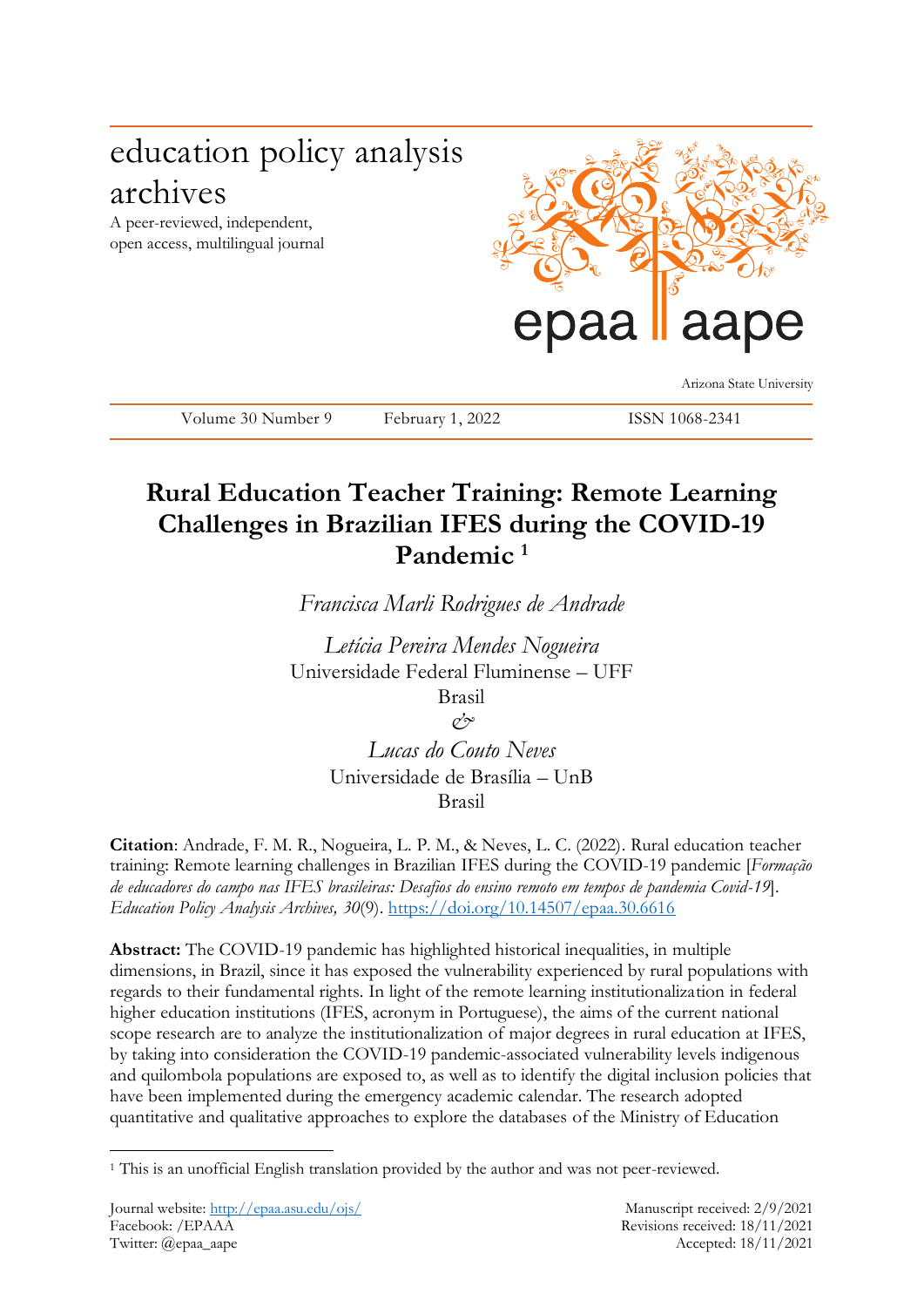education policy analysis archives

A peer-reviewed, independent, open access, multilingual journal

epaa | aape

Arizona State University

Volume 30 Number 9 February 1, 2022 ISSN 1068-2341

# Rural Education Teacher Training: Remote Learning Challenges in Brazilian IFES during the COVID-19 Pandemic [1]

*Francisca Marli Rodrigues de Andrade*

*Letícia Pereira Mendes Nogueira*
Universidade Federal Fluminense – UFF
Brasil
*&*
*Lucas do Couto Neves*
Universidade de Brasília – UnB
Brasil

**Citation**: Andrade, F. M. R., Nogueira, L. P. M., & Neves, L. C. (2022). Rural education teacher training: Remote learning challenges in Brazilian IFES during the COVID-19 pandemic [*Formação de educadores do campo nas IFES brasileiras: Desafios do ensino remoto em tempos de pandemia Covid-19*]. *Education Policy Analysis Archives, 30*(9). https://doi.org/10.14507/epaa.30.6616

**Abstract:** The COVID-19 pandemic has highlighted historical inequalities, in multiple dimensions, in Brazil, since it has exposed the vulnerability experienced by rural populations with regards to their fundamental rights. In light of the remote learning institutionalization in federal higher education institutions (IFES, acronym in Portuguese), the aims of the current national scope research are to analyze the institutionalization of major degrees in rural education at IFES, by taking into consideration the COVID-19 pandemic-associated vulnerability levels indigenous and quilombola populations are exposed to, as well as to identify the digital inclusion policies that have been implemented during the emergency academic calendar. The research adopted quantitative and qualitative approaches to explore the databases of the Ministry of Education

[1] This is an unofficial English translation provided by the author and was not peer-reviewed.

Journal website: http://epaa.asu.edu/ojs/
Facebook: /EPAAA
Twitter: @epaa_aape

Manuscript received: 2/9/2021
Revisions received: 18/11/2021
Accepted: 18/11/2021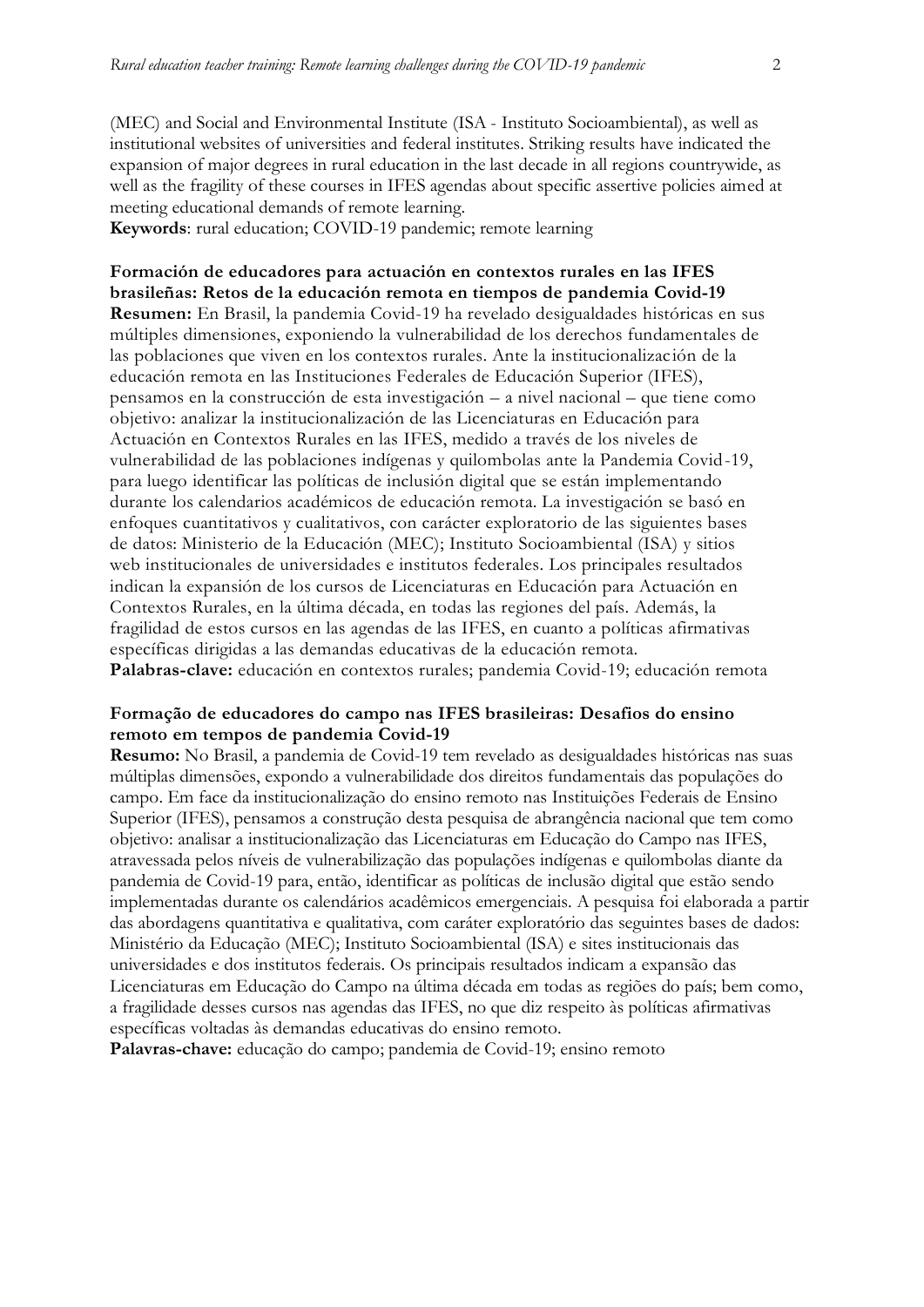(MEC) and Social and Environmental Institute (ISA - Instituto Socioambiental), as well as institutional websites of universities and federal institutes. Striking results have indicated the expansion of major degrees in rural education in the last decade in all regions countrywide, as well as the fragility of these courses in IFES agendas about specific assertive policies aimed at meeting educational demands of remote learning.

**Keywords**: rural education; COVID-19 pandemic; remote learning

**Formación de educadores para actuación en contextos rurales en las IFES brasileñas: Retos de la educación remota en tiempos de pandemia Covid-19**

**Resumen:** En Brasil, la pandemia Covid-19 ha revelado desigualdades históricas en sus múltiples dimensiones, exponiendo la vulnerabilidad de los derechos fundamentales de las poblaciones que viven en los contextos rurales. Ante la institucionalización de la educación remota en las Instituciones Federales de Educación Superior (IFES), pensamos en la construcción de esta investigación – a nivel nacional – que tiene como objetivo: analizar la institucionalización de las Licenciaturas en Educación para Actuación en Contextos Rurales en las IFES, medido a través de los niveles de vulnerabilidad de las poblaciones indígenas y quilombolas ante la Pandemia Covid-19, para luego identificar las políticas de inclusión digital que se están implementando durante los calendarios académicos de educación remota. La investigación se basó en enfoques cuantitativos y cualitativos, con carácter exploratorio de las siguientes bases de datos: Ministerio de la Educación (MEC); Instituto Socioambiental (ISA) y sitios web institucionales de universidades e institutos federales. Los principales resultados indican la expansión de los cursos de Licenciaturas en Educación para Actuación en Contextos Rurales, en la última década, en todas las regiones del país. Además, la fragilidad de estos cursos en las agendas de las IFES, en cuanto a políticas afirmativas específicas dirigidas a las demandas educativas de la educación remota.

**Palabras-clave:** educación en contextos rurales; pandemia Covid-19; educación remota

**Formação de educadores do campo nas IFES brasileiras: Desafios do ensino remoto em tempos de pandemia Covid-19**

**Resumo:** No Brasil, a pandemia de Covid-19 tem revelado as desigualdades históricas nas suas múltiplas dimensões, expondo a vulnerabilidade dos direitos fundamentais das populações do campo. Em face da institucionalização do ensino remoto nas Instituições Federais de Ensino Superior (IFES), pensamos a construção desta pesquisa de abrangência nacional que tem como objetivo: analisar a institucionalização das Licenciaturas em Educação do Campo nas IFES, atravessada pelos níveis de vulnerabilização das populações indígenas e quilombolas diante da pandemia de Covid-19 para, então, identificar as políticas de inclusão digital que estão sendo implementadas durante os calendários acadêmicos emergenciais. A pesquisa foi elaborada a partir das abordagens quantitativa e qualitativa, com caráter exploratório das seguintes bases de dados: Ministério da Educação (MEC); Instituto Socioambiental (ISA) e sites institucionais das universidades e dos institutos federais. Os principais resultados indicam a expansão das Licenciaturas em Educação do Campo na última década em todas as regiões do país; bem como, a fragilidade desses cursos nas agendas das IFES, no que diz respeito às políticas afirmativas específicas voltadas às demandas educativas do ensino remoto.

**Palavras-chave:** educação do campo; pandemia de Covid-19; ensino remoto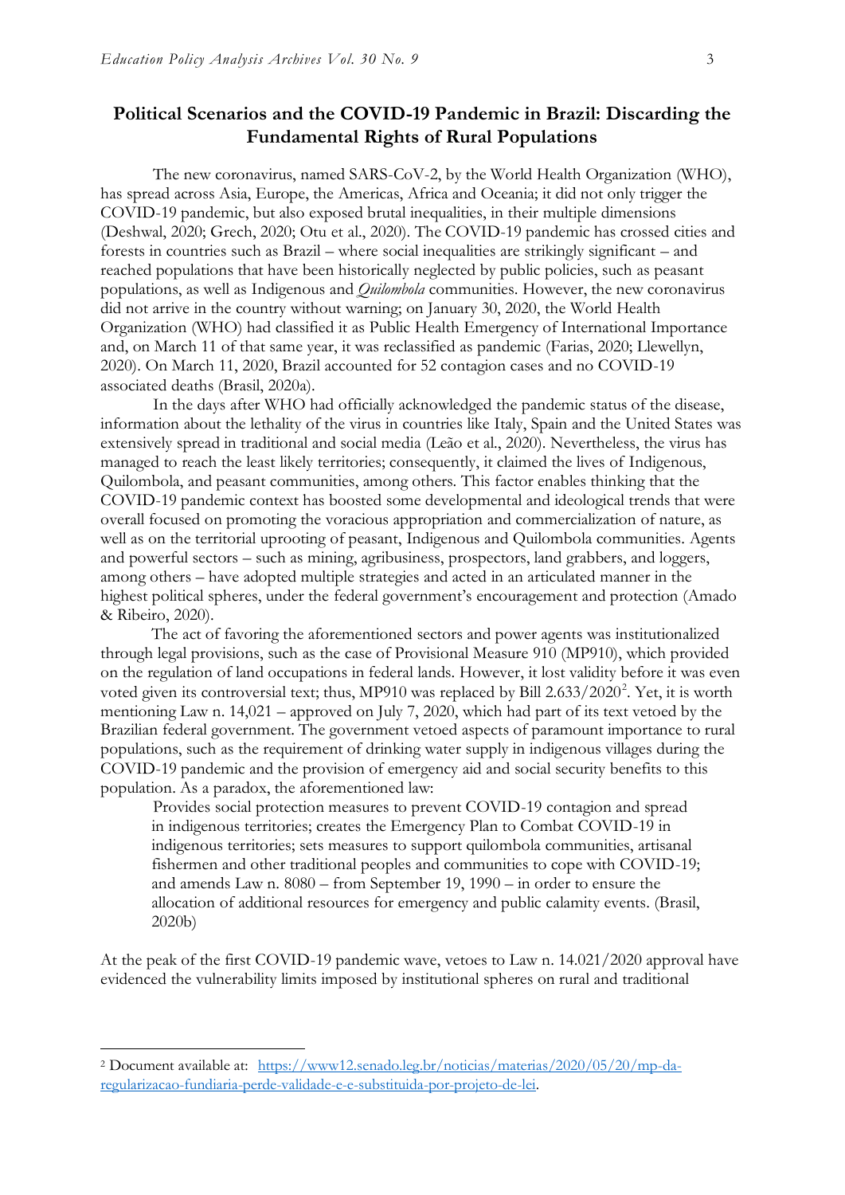## Political Scenarios and the COVID-19 Pandemic in Brazil: Discarding the Fundamental Rights of Rural Populations

The new coronavirus, named SARS-CoV-2, by the World Health Organization (WHO), has spread across Asia, Europe, the Americas, Africa and Oceania; it did not only trigger the COVID-19 pandemic, but also exposed brutal inequalities, in their multiple dimensions (Deshwal, 2020; Grech, 2020; Otu et al., 2020). The COVID-19 pandemic has crossed cities and forests in countries such as Brazil – where social inequalities are strikingly significant – and reached populations that have been historically neglected by public policies, such as peasant populations, as well as Indigenous and *Quilombola* communities. However, the new coronavirus did not arrive in the country without warning; on January 30, 2020, the World Health Organization (WHO) had classified it as Public Health Emergency of International Importance and, on March 11 of that same year, it was reclassified as pandemic (Farias, 2020; Llewellyn, 2020). On March 11, 2020, Brazil accounted for 52 contagion cases and no COVID-19 associated deaths (Brasil, 2020a).

In the days after WHO had officially acknowledged the pandemic status of the disease, information about the lethality of the virus in countries like Italy, Spain and the United States was extensively spread in traditional and social media (Leão et al., 2020). Nevertheless, the virus has managed to reach the least likely territories; consequently, it claimed the lives of Indigenous, Quilombola, and peasant communities, among others. This factor enables thinking that the COVID-19 pandemic context has boosted some developmental and ideological trends that were overall focused on promoting the voracious appropriation and commercialization of nature, as well as on the territorial uprooting of peasant, Indigenous and Quilombola communities. Agents and powerful sectors – such as mining, agribusiness, prospectors, land grabbers, and loggers, among others – have adopted multiple strategies and acted in an articulated manner in the highest political spheres, under the federal government's encouragement and protection (Amado & Ribeiro, 2020).

The act of favoring the aforementioned sectors and power agents was institutionalized through legal provisions, such as the case of Provisional Measure 910 (MP910), which provided on the regulation of land occupations in federal lands. However, it lost validity before it was even voted given its controversial text; thus, MP910 was replaced by Bill 2.633/2020[2]. Yet, it is worth mentioning Law n. 14,021 – approved on July 7, 2020, which had part of its text vetoed by the Brazilian federal government. The government vetoed aspects of paramount importance to rural populations, such as the requirement of drinking water supply in indigenous villages during the COVID-19 pandemic and the provision of emergency aid and social security benefits to this population. As a paradox, the aforementioned law:

> Provides social protection measures to prevent COVID-19 contagion and spread in indigenous territories; creates the Emergency Plan to Combat COVID-19 in indigenous territories; sets measures to support quilombola communities, artisanal fishermen and other traditional peoples and communities to cope with COVID-19; and amends Law n. 8080 – from September 19, 1990 – in order to ensure the allocation of additional resources for emergency and public calamity events. (Brasil, 2020b)

At the peak of the first COVID-19 pandemic wave, vetoes to Law n. 14.021/2020 approval have evidenced the vulnerability limits imposed by institutional spheres on rural and traditional

---

[2] Document available at: https://www12.senado.leg.br/noticias/materias/2020/05/20/mp-da-regularizacao-fundiaria-perde-validade-e-e-substituida-por-projeto-de-lei.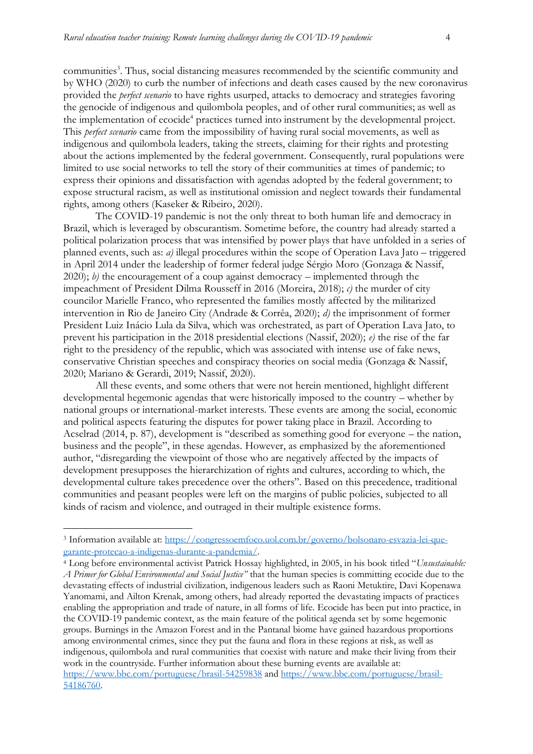communities[3]. Thus, social distancing measures recommended by the scientific community and by WHO (2020) to curb the number of infections and death cases caused by the new coronavirus provided the *perfect scenario* to have rights usurped, attacks to democracy and strategies favoring the genocide of indigenous and quilombola peoples, and of other rural communities; as well as the implementation of ecocide[4] practices turned into instrument by the developmental project. This *perfect scenario* came from the impossibility of having rural social movements, as well as indigenous and quilombola leaders, taking the streets, claiming for their rights and protesting about the actions implemented by the federal government. Consequently, rural populations were limited to use social networks to tell the story of their communities at times of pandemic; to express their opinions and dissatisfaction with agendas adopted by the federal government; to expose structural racism, as well as institutional omission and neglect towards their fundamental rights, among others (Kaseker & Ribeiro, 2020).

The COVID-19 pandemic is not the only threat to both human life and democracy in Brazil, which is leveraged by obscurantism. Sometime before, the country had already started a political polarization process that was intensified by power plays that have unfolded in a series of planned events, such as: *a)* illegal procedures within the scope of Operation Lava Jato – triggered in April 2014 under the leadership of former federal judge Sérgio Moro (Gonzaga & Nassif, 2020); *b)* the encouragement of a coup against democracy – implemented through the impeachment of President Dilma Rousseff in 2016 (Moreira, 2018); *c)* the murder of city councilor Marielle Franco, who represented the families mostly affected by the militarized intervention in Rio de Janeiro City (Andrade & Corrêa, 2020); *d)* the imprisonment of former President Luiz Inácio Lula da Silva, which was orchestrated, as part of Operation Lava Jato, to prevent his participation in the 2018 presidential elections (Nassif, 2020); *e)* the rise of the far right to the presidency of the republic, which was associated with intense use of fake news, conservative Christian speeches and conspiracy theories on social media (Gonzaga & Nassif, 2020; Mariano & Gerardi, 2019; Nassif, 2020).

All these events, and some others that were not herein mentioned, highlight different developmental hegemonic agendas that were historically imposed to the country – whether by national groups or international-market interests. These events are among the social, economic and political aspects featuring the disputes for power taking place in Brazil. According to Acselrad (2014, p. 87), development is "described as something good for everyone – the nation, business and the people", in these agendas. However, as emphasized by the aforementioned author, "disregarding the viewpoint of those who are negatively affected by the impacts of development presupposes the hierarchization of rights and cultures, according to which, the developmental culture takes precedence over the others". Based on this precedence, traditional communities and peasant peoples were left on the margins of public policies, subjected to all kinds of racism and violence, and outraged in their multiple existence forms.

---

[3] Information available at: https://congressoemfoco.uol.com.br/governo/bolsonaro-esvazia-lei-que-garante-protecao-a-indigenas-durante-a-pandemia/.

[4] Long before environmental activist Patrick Hossay highlighted, in 2005, in his book titled "*Unsustainable: A Primer for Global Environmental and Social Justice*" that the human species is committing ecocide due to the devastating effects of industrial civilization, indigenous leaders such as Raoni Metuktire, Davi Kopenawa Yanomami, and Ailton Krenak, among others, had already reported the devastating impacts of practices enabling the appropriation and trade of nature, in all forms of life. Ecocide has been put into practice, in the COVID-19 pandemic context, as the main feature of the political agenda set by some hegemonic groups. Burnings in the Amazon Forest and in the Pantanal biome have gained hazardous proportions among environmental crimes, since they put the fauna and flora in these regions at risk, as well as indigenous, quilombola and rural communities that coexist with nature and make their living from their work in the countryside. Further information about these burning events are available at: https://www.bbc.com/portuguese/brasil-54259838 and https://www.bbc.com/portuguese/brasil-54186760.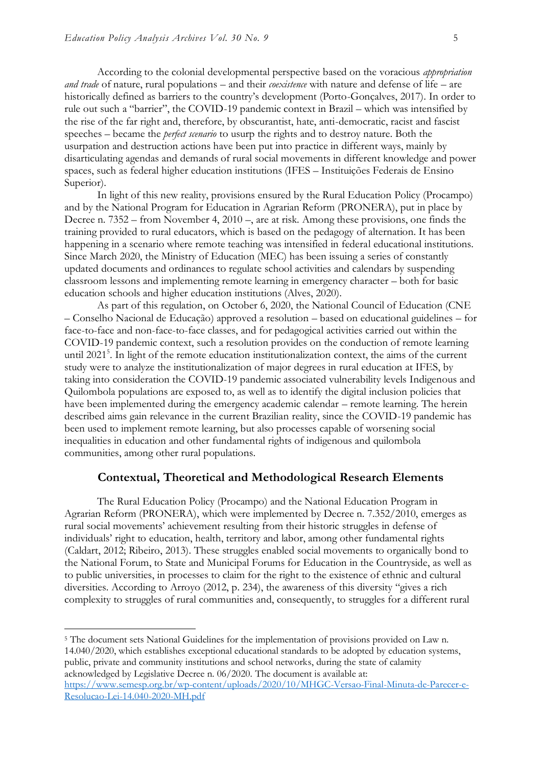According to the colonial developmental perspective based on the voracious *appropriation and trade* of nature, rural populations – and their *coexistence* with nature and defense of life – are historically defined as barriers to the country's development (Porto-Gonçalves, 2017). In order to rule out such a "barrier", the COVID-19 pandemic context in Brazil – which was intensified by the rise of the far right and, therefore, by obscurantist, hate, anti-democratic, racist and fascist speeches – became the *perfect scenario* to usurp the rights and to destroy nature. Both the usurpation and destruction actions have been put into practice in different ways, mainly by disarticulating agendas and demands of rural social movements in different knowledge and power spaces, such as federal higher education institutions (IFES – Instituições Federais de Ensino Superior).

In light of this new reality, provisions ensured by the Rural Education Policy (Procampo) and by the National Program for Education in Agrarian Reform (PRONERA), put in place by Decree n. 7352 – from November 4, 2010 –, are at risk. Among these provisions, one finds the training provided to rural educators, which is based on the pedagogy of alternation. It has been happening in a scenario where remote teaching was intensified in federal educational institutions. Since March 2020, the Ministry of Education (MEC) has been issuing a series of constantly updated documents and ordinances to regulate school activities and calendars by suspending classroom lessons and implementing remote learning in emergency character – both for basic education schools and higher education institutions (Alves, 2020).

As part of this regulation, on October 6, 2020, the National Council of Education (CNE – Conselho Nacional de Educação) approved a resolution – based on educational guidelines – for face-to-face and non-face-to-face classes, and for pedagogical activities carried out within the COVID-19 pandemic context, such a resolution provides on the conduction of remote learning until 2021[5]. In light of the remote education institutionalization context, the aims of the current study were to analyze the institutionalization of major degrees in rural education at IFES, by taking into consideration the COVID-19 pandemic associated vulnerability levels Indigenous and Quilombola populations are exposed to, as well as to identify the digital inclusion policies that have been implemented during the emergency academic calendar – remote learning. The herein described aims gain relevance in the current Brazilian reality, since the COVID-19 pandemic has been used to implement remote learning, but also processes capable of worsening social inequalities in education and other fundamental rights of indigenous and quilombola communities, among other rural populations.

## Contextual, Theoretical and Methodological Research Elements

The Rural Education Policy (Procampo) and the National Education Program in Agrarian Reform (PRONERA), which were implemented by Decree n. 7.352/2010, emerges as rural social movements' achievement resulting from their historic struggles in defense of individuals' right to education, health, territory and labor, among other fundamental rights (Caldart, 2012; Ribeiro, 2013). These struggles enabled social movements to organically bond to the National Forum, to State and Municipal Forums for Education in the Countryside, as well as to public universities, in processes to claim for the right to the existence of ethnic and cultural diversities. According to Arroyo (2012, p. 234), the awareness of this diversity "gives a rich complexity to struggles of rural communities and, consequently, to struggles for a different rural

---

[5] The document sets National Guidelines for the implementation of provisions provided on Law n. 14.040/2020, which establishes exceptional educational standards to be adopted by education systems, public, private and community institutions and school networks, during the state of calamity acknowledged by Legislative Decree n. 06/2020. The document is available at: https://www.semesp.org.br/wp-content/uploads/2020/10/MHGC-Versao-Final-Minuta-de-Parecer-e-Resolucao-Lei-14.040-2020-MH.pdf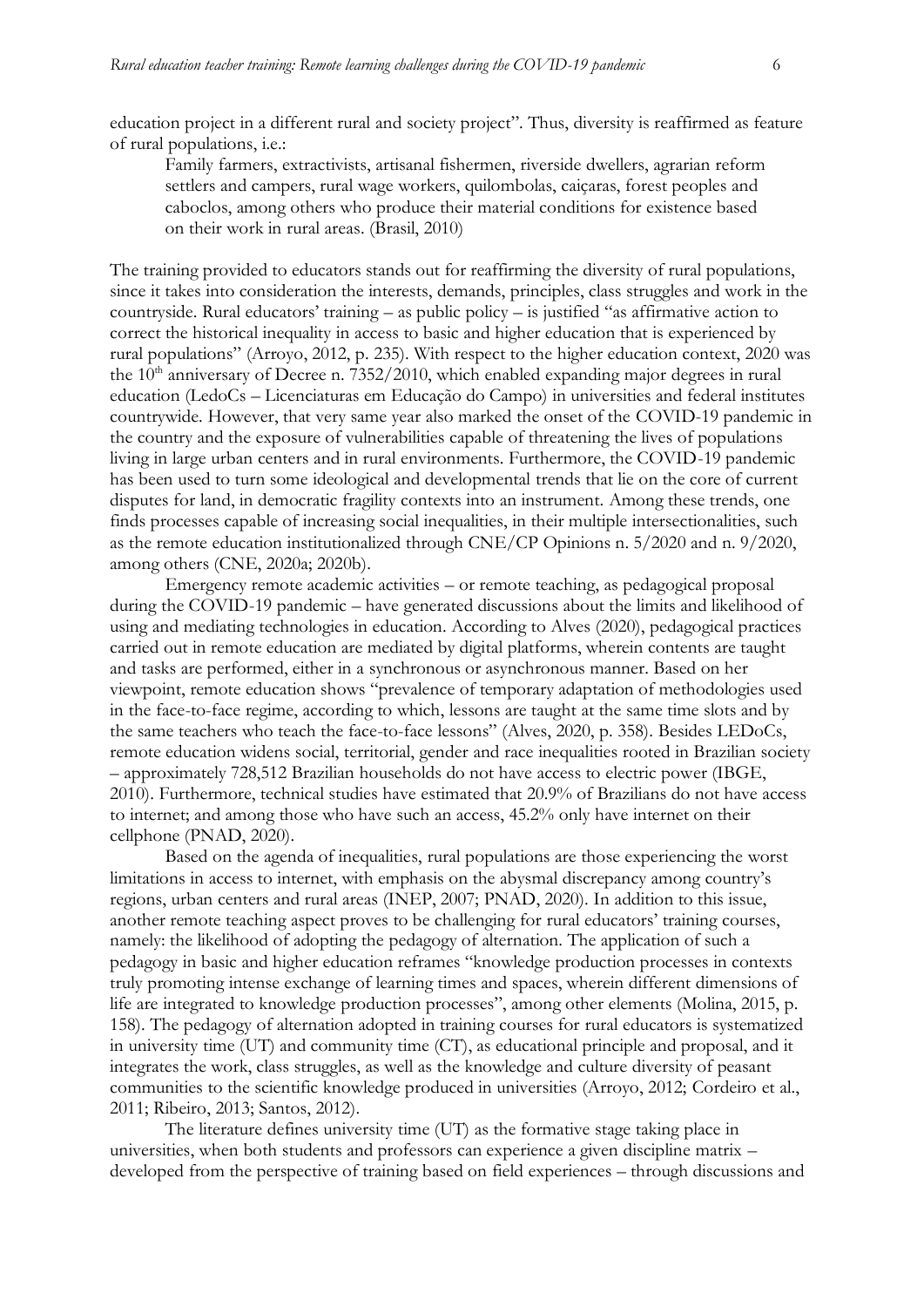education project in a different rural and society project". Thus, diversity is reaffirmed as feature of rural populations, i.e.:

> Family farmers, extractivists, artisanal fishermen, riverside dwellers, agrarian reform settlers and campers, rural wage workers, quilombolas, caiçaras, forest peoples and caboclos, among others who produce their material conditions for existence based on their work in rural areas. (Brasil, 2010)

The training provided to educators stands out for reaffirming the diversity of rural populations, since it takes into consideration the interests, demands, principles, class struggles and work in the countryside. Rural educators' training – as public policy – is justified "as affirmative action to correct the historical inequality in access to basic and higher education that is experienced by rural populations" (Arroyo, 2012, p. 235). With respect to the higher education context, 2020 was the 10th anniversary of Decree n. 7352/2010, which enabled expanding major degrees in rural education (LedoCs – Licenciaturas em Educação do Campo) in universities and federal institutes countrywide. However, that very same year also marked the onset of the COVID-19 pandemic in the country and the exposure of vulnerabilities capable of threatening the lives of populations living in large urban centers and in rural environments. Furthermore, the COVID-19 pandemic has been used to turn some ideological and developmental trends that lie on the core of current disputes for land, in democratic fragility contexts into an instrument. Among these trends, one finds processes capable of increasing social inequalities, in their multiple intersectionalities, such as the remote education institutionalized through CNE/CP Opinions n. 5/2020 and n. 9/2020, among others (CNE, 2020a; 2020b).

Emergency remote academic activities – or remote teaching, as pedagogical proposal during the COVID-19 pandemic – have generated discussions about the limits and likelihood of using and mediating technologies in education. According to Alves (2020), pedagogical practices carried out in remote education are mediated by digital platforms, wherein contents are taught and tasks are performed, either in a synchronous or asynchronous manner. Based on her viewpoint, remote education shows "prevalence of temporary adaptation of methodologies used in the face-to-face regime, according to which, lessons are taught at the same time slots and by the same teachers who teach the face-to-face lessons" (Alves, 2020, p. 358). Besides LEDoCs, remote education widens social, territorial, gender and race inequalities rooted in Brazilian society – approximately 728,512 Brazilian households do not have access to electric power (IBGE, 2010). Furthermore, technical studies have estimated that 20.9% of Brazilians do not have access to internet; and among those who have such an access, 45.2% only have internet on their cellphone (PNAD, 2020).

Based on the agenda of inequalities, rural populations are those experiencing the worst limitations in access to internet, with emphasis on the abysmal discrepancy among country's regions, urban centers and rural areas (INEP, 2007; PNAD, 2020). In addition to this issue, another remote teaching aspect proves to be challenging for rural educators' training courses, namely: the likelihood of adopting the pedagogy of alternation. The application of such a pedagogy in basic and higher education reframes "knowledge production processes in contexts truly promoting intense exchange of learning times and spaces, wherein different dimensions of life are integrated to knowledge production processes", among other elements (Molina, 2015, p. 158). The pedagogy of alternation adopted in training courses for rural educators is systematized in university time (UT) and community time (CT), as educational principle and proposal, and it integrates the work, class struggles, as well as the knowledge and culture diversity of peasant communities to the scientific knowledge produced in universities (Arroyo, 2012; Cordeiro et al., 2011; Ribeiro, 2013; Santos, 2012).

The literature defines university time (UT) as the formative stage taking place in universities, when both students and professors can experience a given discipline matrix – developed from the perspective of training based on field experiences – through discussions and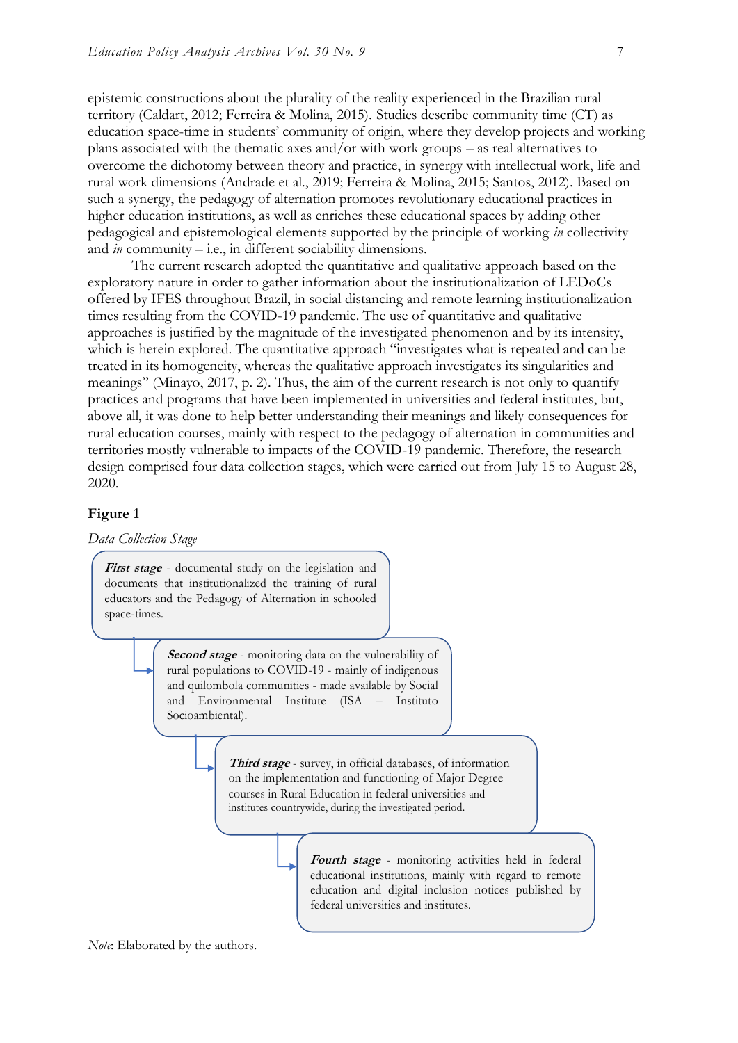epistemic constructions about the plurality of the reality experienced in the Brazilian rural territory (Caldart, 2012; Ferreira & Molina, 2015). Studies describe community time (CT) as education space-time in students' community of origin, where they develop projects and working plans associated with the thematic axes and/or with work groups – as real alternatives to overcome the dichotomy between theory and practice, in synergy with intellectual work, life and rural work dimensions (Andrade et al., 2019; Ferreira & Molina, 2015; Santos, 2012). Based on such a synergy, the pedagogy of alternation promotes revolutionary educational practices in higher education institutions, as well as enriches these educational spaces by adding other pedagogical and epistemological elements supported by the principle of working *in* collectivity and *in* community – i.e., in different sociability dimensions.

The current research adopted the quantitative and qualitative approach based on the exploratory nature in order to gather information about the institutionalization of LEDoCs offered by IFES throughout Brazil, in social distancing and remote learning institutionalization times resulting from the COVID-19 pandemic. The use of quantitative and qualitative approaches is justified by the magnitude of the investigated phenomenon and by its intensity, which is herein explored. The quantitative approach "investigates what is repeated and can be treated in its homogeneity, whereas the qualitative approach investigates its singularities and meanings" (Minayo, 2017, p. 2). Thus, the aim of the current research is not only to quantify practices and programs that have been implemented in universities and federal institutes, but, above all, it was done to help better understanding their meanings and likely consequences for rural education courses, mainly with respect to the pedagogy of alternation in communities and territories mostly vulnerable to impacts of the COVID-19 pandemic. Therefore, the research design comprised four data collection stages, which were carried out from July 15 to August 28, 2020.

**Figure 1**

*Data Collection Stage*

***First stage*** - documental study on the legislation and documents that institutionalized the training of rural educators and the Pedagogy of Alternation in schooled space-times.

***Second stage*** - monitoring data on the vulnerability of rural populations to COVID-19 - mainly of indigenous and quilombola communities - made available by Social and Environmental Institute (ISA – Instituto Socioambiental).

***Third stage*** - survey, in official databases, of information on the implementation and functioning of Major Degree courses in Rural Education in federal universities and institutes countrywide, during the investigated period.

***Fourth stage*** - monitoring activities held in federal educational institutions, mainly with regard to remote education and digital inclusion notices published by federal universities and institutes.

*Note*: Elaborated by the authors.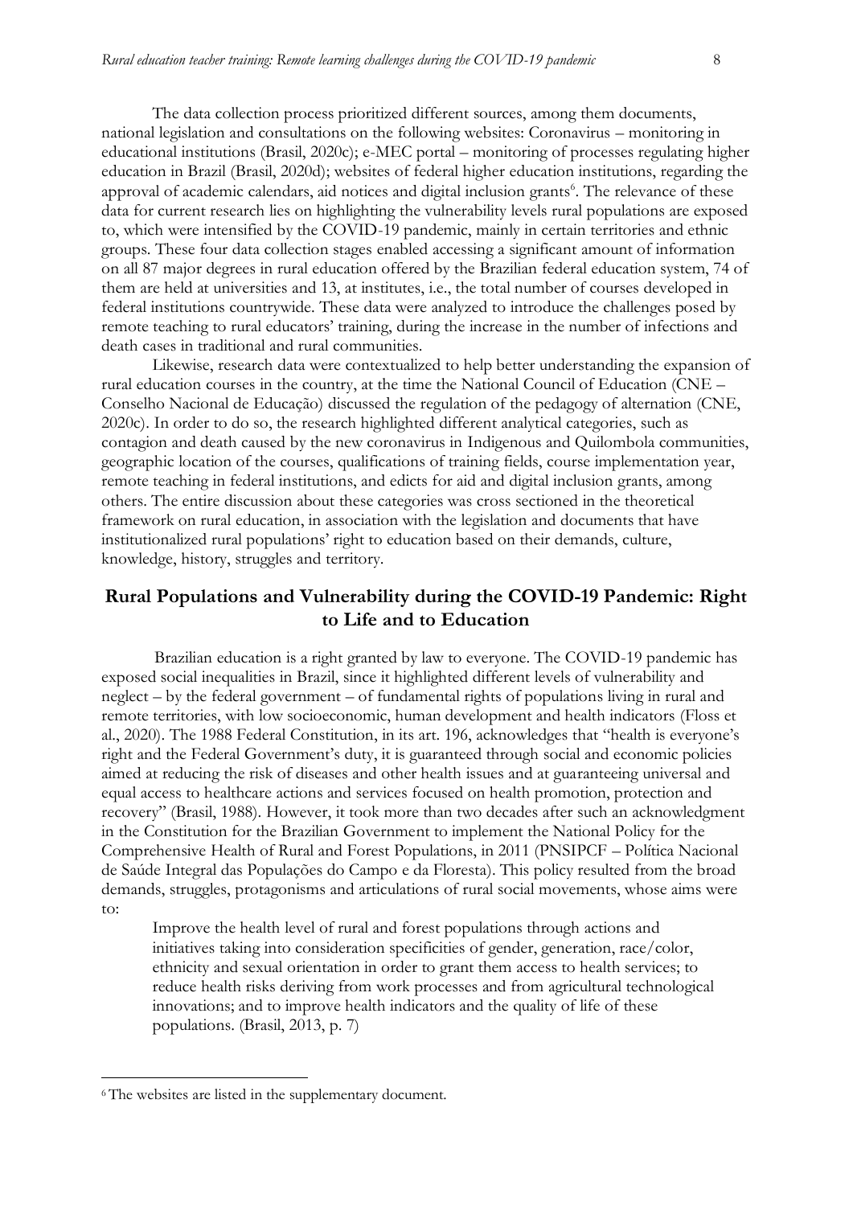The data collection process prioritized different sources, among them documents, national legislation and consultations on the following websites: Coronavirus – monitoring in educational institutions (Brasil, 2020c); e-MEC portal – monitoring of processes regulating higher education in Brazil (Brasil, 2020d); websites of federal higher education institutions, regarding the approval of academic calendars, aid notices and digital inclusion grants[6]. The relevance of these data for current research lies on highlighting the vulnerability levels rural populations are exposed to, which were intensified by the COVID-19 pandemic, mainly in certain territories and ethnic groups. These four data collection stages enabled accessing a significant amount of information on all 87 major degrees in rural education offered by the Brazilian federal education system, 74 of them are held at universities and 13, at institutes, i.e., the total number of courses developed in federal institutions countrywide. These data were analyzed to introduce the challenges posed by remote teaching to rural educators' training, during the increase in the number of infections and death cases in traditional and rural communities.

Likewise, research data were contextualized to help better understanding the expansion of rural education courses in the country, at the time the National Council of Education (CNE – Conselho Nacional de Educação) discussed the regulation of the pedagogy of alternation (CNE, 2020c). In order to do so, the research highlighted different analytical categories, such as contagion and death caused by the new coronavirus in Indigenous and Quilombola communities, geographic location of the courses, qualifications of training fields, course implementation year, remote teaching in federal institutions, and edicts for aid and digital inclusion grants, among others. The entire discussion about these categories was cross sectioned in the theoretical framework on rural education, in association with the legislation and documents that have institutionalized rural populations' right to education based on their demands, culture, knowledge, history, struggles and territory.

## Rural Populations and Vulnerability during the COVID-19 Pandemic: Right to Life and to Education

Brazilian education is a right granted by law to everyone. The COVID-19 pandemic has exposed social inequalities in Brazil, since it highlighted different levels of vulnerability and neglect – by the federal government – of fundamental rights of populations living in rural and remote territories, with low socioeconomic, human development and health indicators (Floss et al., 2020). The 1988 Federal Constitution, in its art. 196, acknowledges that "health is everyone's right and the Federal Government's duty, it is guaranteed through social and economic policies aimed at reducing the risk of diseases and other health issues and at guaranteeing universal and equal access to healthcare actions and services focused on health promotion, protection and recovery" (Brasil, 1988). However, it took more than two decades after such an acknowledgment in the Constitution for the Brazilian Government to implement the National Policy for the Comprehensive Health of Rural and Forest Populations, in 2011 (PNSIPCF – Política Nacional de Saúde Integral das Populações do Campo e da Floresta). This policy resulted from the broad demands, struggles, protagonisms and articulations of rural social movements, whose aims were to:

> Improve the health level of rural and forest populations through actions and initiatives taking into consideration specificities of gender, generation, race/color, ethnicity and sexual orientation in order to grant them access to health services; to reduce health risks deriving from work processes and from agricultural technological innovations; and to improve health indicators and the quality of life of these populations. (Brasil, 2013, p. 7)

---

[6] The websites are listed in the supplementary document.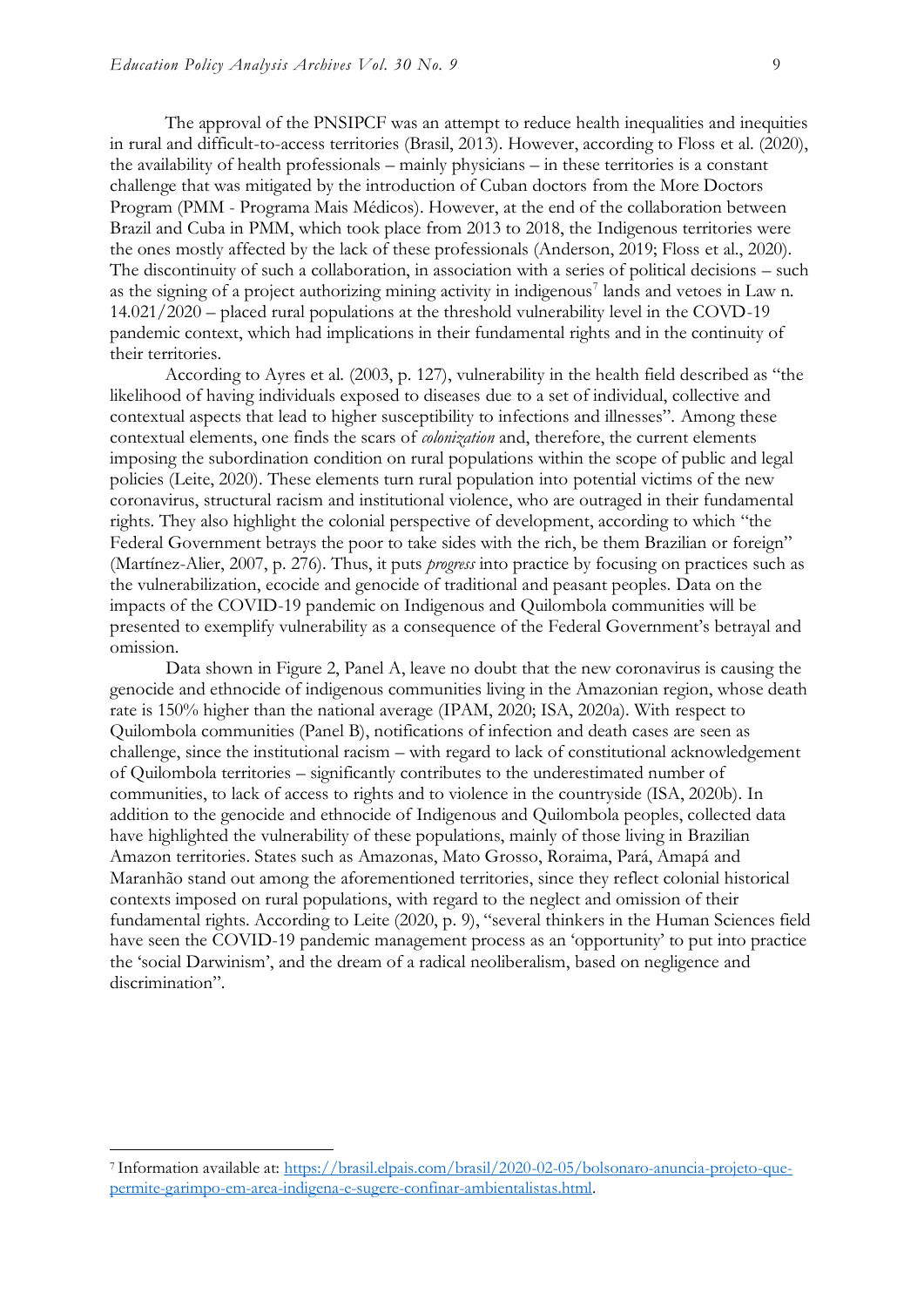The approval of the PNSIPCF was an attempt to reduce health inequalities and inequities in rural and difficult-to-access territories (Brasil, 2013). However, according to Floss et al. (2020), the availability of health professionals – mainly physicians – in these territories is a constant challenge that was mitigated by the introduction of Cuban doctors from the More Doctors Program (PMM - Programa Mais Médicos). However, at the end of the collaboration between Brazil and Cuba in PMM, which took place from 2013 to 2018, the Indigenous territories were the ones mostly affected by the lack of these professionals (Anderson, 2019; Floss et al., 2020). The discontinuity of such a collaboration, in association with a series of political decisions – such as the signing of a project authorizing mining activity in indigenous[7] lands and vetoes in Law n. 14.021/2020 – placed rural populations at the threshold vulnerability level in the COVD-19 pandemic context, which had implications in their fundamental rights and in the continuity of their territories.

According to Ayres et al. (2003, p. 127), vulnerability in the health field described as "the likelihood of having individuals exposed to diseases due to a set of individual, collective and contextual aspects that lead to higher susceptibility to infections and illnesses". Among these contextual elements, one finds the scars of *colonization* and, therefore, the current elements imposing the subordination condition on rural populations within the scope of public and legal policies (Leite, 2020). These elements turn rural population into potential victims of the new coronavirus, structural racism and institutional violence, who are outraged in their fundamental rights. They also highlight the colonial perspective of development, according to which "the Federal Government betrays the poor to take sides with the rich, be them Brazilian or foreign" (Martínez-Alier, 2007, p. 276). Thus, it puts *progress* into practice by focusing on practices such as the vulnerabilization, ecocide and genocide of traditional and peasant peoples. Data on the impacts of the COVID-19 pandemic on Indigenous and Quilombola communities will be presented to exemplify vulnerability as a consequence of the Federal Government's betrayal and omission.

Data shown in Figure 2, Panel A, leave no doubt that the new coronavirus is causing the genocide and ethnocide of indigenous communities living in the Amazonian region, whose death rate is 150% higher than the national average (IPAM, 2020; ISA, 2020a). With respect to Quilombola communities (Panel B), notifications of infection and death cases are seen as challenge, since the institutional racism – with regard to lack of constitutional acknowledgement of Quilombola territories – significantly contributes to the underestimated number of communities, to lack of access to rights and to violence in the countryside (ISA, 2020b). In addition to the genocide and ethnocide of Indigenous and Quilombola peoples, collected data have highlighted the vulnerability of these populations, mainly of those living in Brazilian Amazon territories. States such as Amazonas, Mato Grosso, Roraima, Pará, Amapá and Maranhão stand out among the aforementioned territories, since they reflect colonial historical contexts imposed on rural populations, with regard to the neglect and omission of their fundamental rights. According to Leite (2020, p. 9), "several thinkers in the Human Sciences field have seen the COVID-19 pandemic management process as an 'opportunity' to put into practice the 'social Darwinism', and the dream of a radical neoliberalism, based on negligence and discrimination".

---

[7] Information available at: https://brasil.elpais.com/brasil/2020-02-05/bolsonaro-anuncia-projeto-que-permite-garimpo-em-area-indigena-e-sugere-confinar-ambientalistas.html.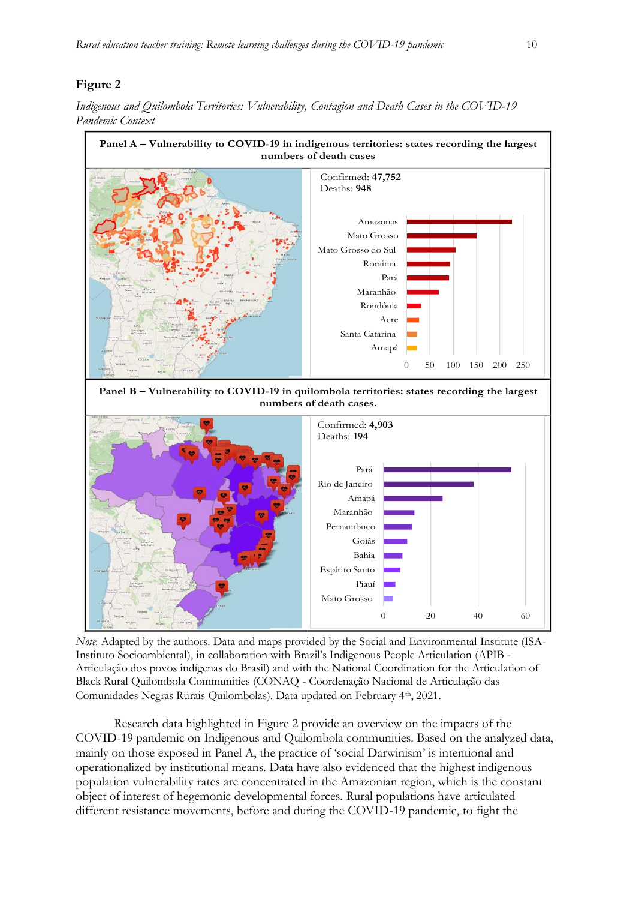**Figure 2**

*Indigenous and Quilombola Territories: Vulnerability, Contagion and Death Cases in the COVID-19 Pandemic Context*

**Panel A – Vulnerability to COVID-19 in indigenous territories: states recording the largest numbers of death cases**

Confirmed: **47,752**
Deaths: **948**

Amazonas, Mato Grosso, Mato Grosso do Sul, Roraima, Pará, Maranhão, Rondônia, Acre, Santa Catarina, Amapá

0 50 100 150 200 250

**Panel B – Vulnerability to COVID-19 in quilombola territories: states recording the largest numbers of death cases.**

Confirmed: **4,903**
Deaths: **194**

Pará, Rio de Janeiro, Amapá, Maranhão, Pernambuco, Goiás, Bahia, Espírito Santo, Piauí, Mato Grosso

0 20 40 60

*Note*: Adapted by the authors. Data and maps provided by the Social and Environmental Institute (ISA- Instituto Socioambiental), in collaboration with Brazil's Indigenous People Articulation (APIB - Articulação dos povos indígenas do Brasil) and with the National Coordination for the Articulation of Black Rural Quilombola Communities (CONAQ - Coordenação Nacional de Articulação das Comunidades Negras Rurais Quilombolas). Data updated on February 4th, 2021.

Research data highlighted in Figure 2 provide an overview on the impacts of the COVID-19 pandemic on Indigenous and Quilombola communities. Based on the analyzed data, mainly on those exposed in Panel A, the practice of 'social Darwinism' is intentional and operationalized by institutional means. Data have also evidenced that the highest indigenous population vulnerability rates are concentrated in the Amazonian region, which is the constant object of interest of hegemonic developmental forces. Rural populations have articulated different resistance movements, before and during the COVID-19 pandemic, to fight the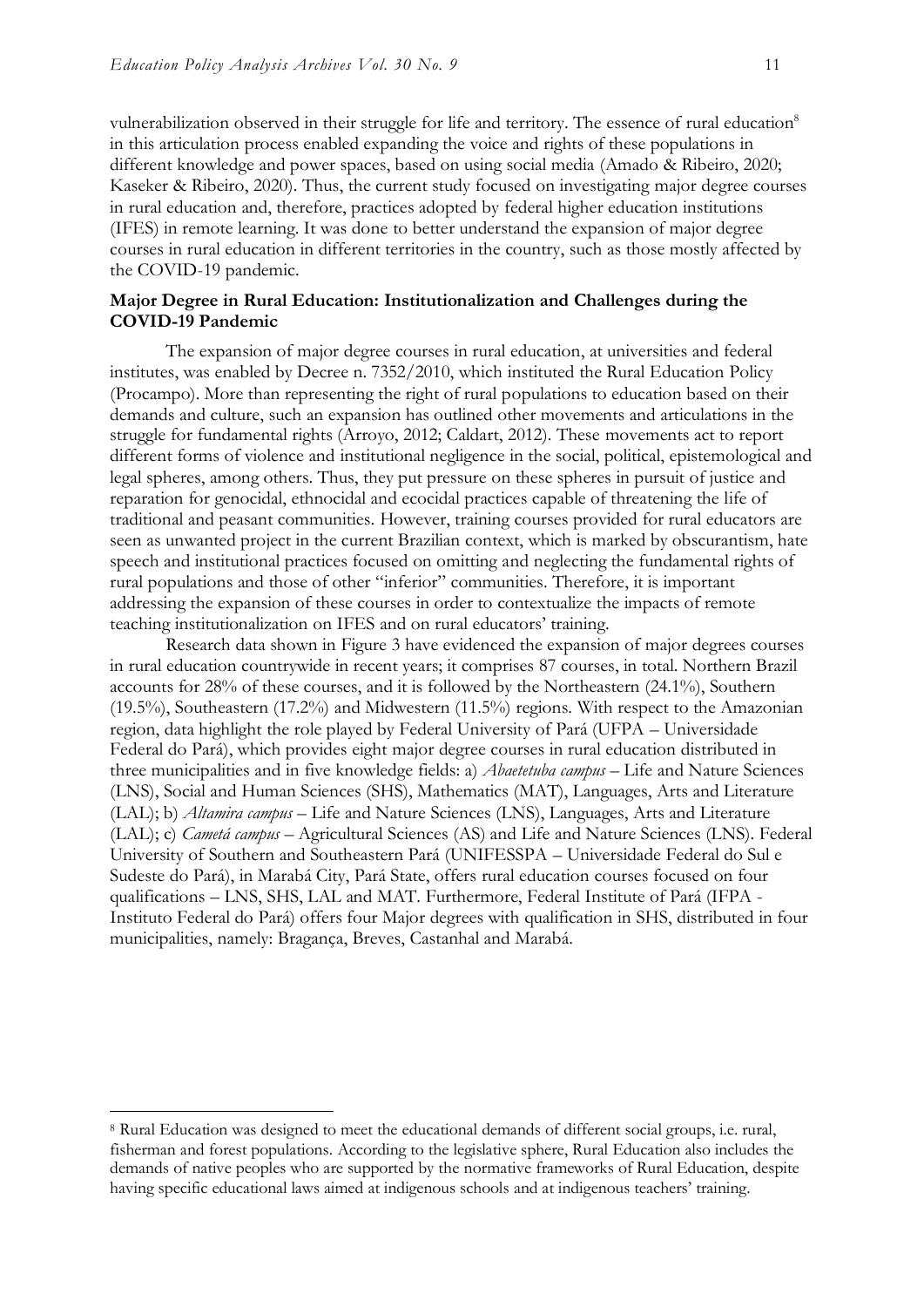vulnerabilization observed in their struggle for life and territory. The essence of rural education[8] in this articulation process enabled expanding the voice and rights of these populations in different knowledge and power spaces, based on using social media (Amado & Ribeiro, 2020; Kaseker & Ribeiro, 2020). Thus, the current study focused on investigating major degree courses in rural education and, therefore, practices adopted by federal higher education institutions (IFES) in remote learning. It was done to better understand the expansion of major degree courses in rural education in different territories in the country, such as those mostly affected by the COVID-19 pandemic.

## Major Degree in Rural Education: Institutionalization and Challenges during the COVID-19 Pandemic

The expansion of major degree courses in rural education, at universities and federal institutes, was enabled by Decree n. 7352/2010, which instituted the Rural Education Policy (Procampo). More than representing the right of rural populations to education based on their demands and culture, such an expansion has outlined other movements and articulations in the struggle for fundamental rights (Arroyo, 2012; Caldart, 2012). These movements act to report different forms of violence and institutional negligence in the social, political, epistemological and legal spheres, among others. Thus, they put pressure on these spheres in pursuit of justice and reparation for genocidal, ethnocidal and ecocidal practices capable of threatening the life of traditional and peasant communities. However, training courses provided for rural educators are seen as unwanted project in the current Brazilian context, which is marked by obscurantism, hate speech and institutional practices focused on omitting and neglecting the fundamental rights of rural populations and those of other "inferior" communities. Therefore, it is important addressing the expansion of these courses in order to contextualize the impacts of remote teaching institutionalization on IFES and on rural educators' training.

Research data shown in Figure 3 have evidenced the expansion of major degrees courses in rural education countrywide in recent years; it comprises 87 courses, in total. Northern Brazil accounts for 28% of these courses, and it is followed by the Northeastern (24.1%), Southern (19.5%), Southeastern (17.2%) and Midwestern (11.5%) regions. With respect to the Amazonian region, data highlight the role played by Federal University of Pará (UFPA – Universidade Federal do Pará), which provides eight major degree courses in rural education distributed in three municipalities and in five knowledge fields: a) *Abaetetuba campus* – Life and Nature Sciences (LNS), Social and Human Sciences (SHS), Mathematics (MAT), Languages, Arts and Literature (LAL); b) *Altamira campus* – Life and Nature Sciences (LNS), Languages, Arts and Literature (LAL); c) *Cametá campus* – Agricultural Sciences (AS) and Life and Nature Sciences (LNS). Federal University of Southern and Southeastern Pará (UNIFESSPA – Universidade Federal do Sul e Sudeste do Pará), in Marabá City, Pará State, offers rural education courses focused on four qualifications – LNS, SHS, LAL and MAT. Furthermore, Federal Institute of Pará (IFPA - Instituto Federal do Pará) offers four Major degrees with qualification in SHS, distributed in four municipalities, namely: Bragança, Breves, Castanhal and Marabá.

[8] Rural Education was designed to meet the educational demands of different social groups, i.e. rural, fisherman and forest populations. According to the legislative sphere, Rural Education also includes the demands of native peoples who are supported by the normative frameworks of Rural Education, despite having specific educational laws aimed at indigenous schools and at indigenous teachers' training.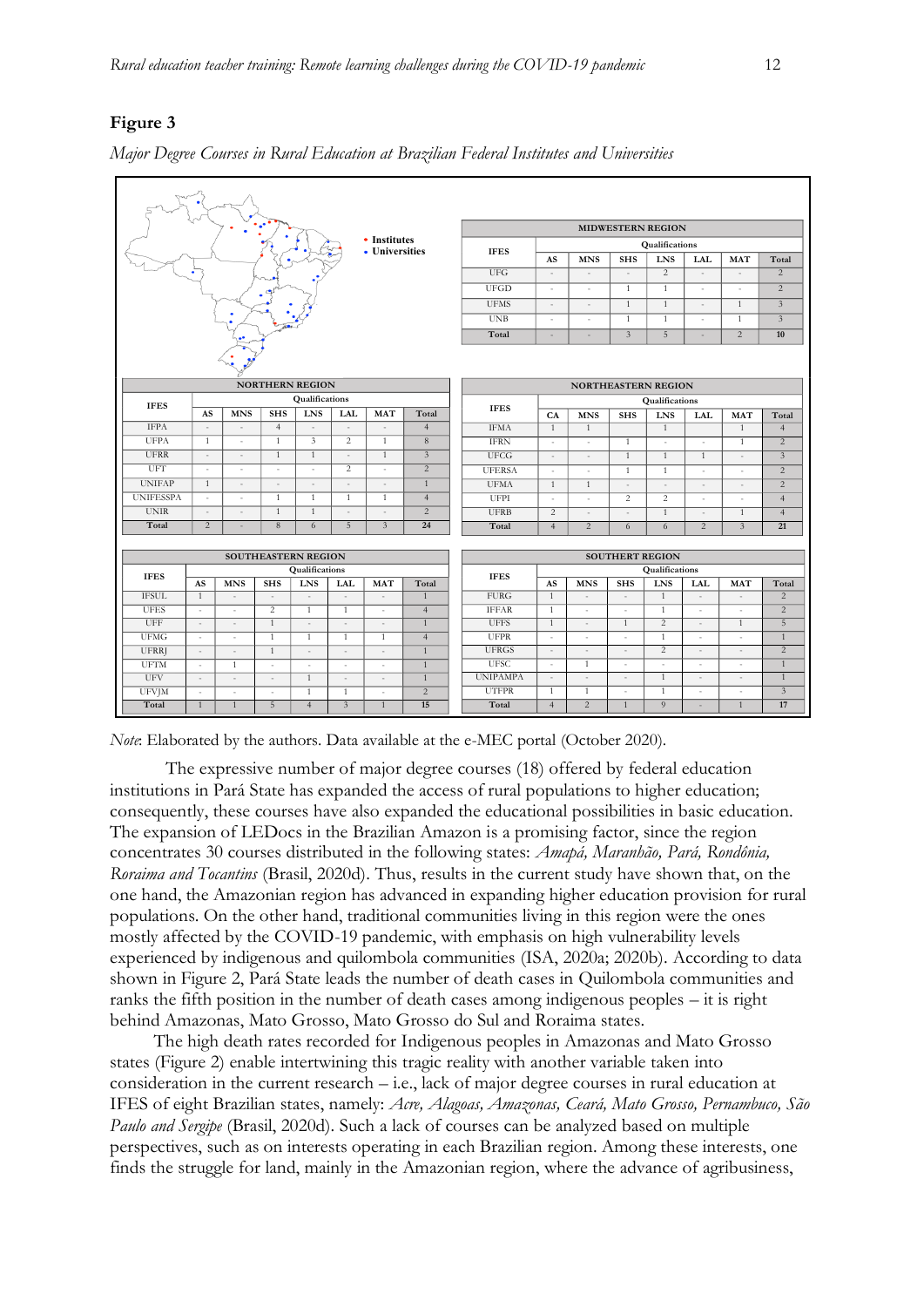## Figure 3

*Major Degree Courses in Rural Education at Brazilian Federal Institutes and Universities*

• Institutes
• Universities

**MIDWESTERN REGION**

| IFES | Qualifications | | | | | | |
|---|---|---|---|---|---|---|---|
| | AS | MNS | SHS | LNS | LAL | MAT | Total |
| UFG | - | - | - | 2 | - | - | 2 |
| UFGD | - | - | 1 | 1 | - | - | 2 |
| UFMS | - | - | 1 | 1 | - | 1 | 3 |
| UNB | - | - | 1 | 1 | - | 1 | 3 |
| **Total** | - | - | 3 | 5 | - | 2 | **10** |

**NORTHERN REGION**

| IFES | Qualifications | | | | | | |
|---|---|---|---|---|---|---|---|
| | AS | MNS | SHS | LNS | LAL | MAT | Total |
| IFPA | - | - | 4 | - | - | - | 4 |
| UFPA | 1 | - | 1 | 3 | 2 | 1 | 8 |
| UFRR | - | - | 1 | 1 | - | 1 | 3 |
| UFT | - | - | - | - | 2 | - | 2 |
| UNIFAP | 1 | - | - | - | - | - | 1 |
| UNIFESSPA | - | - | 1 | 1 | 1 | 1 | 4 |
| UNIR | - | - | 1 | 1 | - | - | 2 |
| **Total** | 2 | - | 8 | 6 | 5 | 3 | **24** |

**NORTHEASTERN REGION**

| IFES | Qualifications | | | | | | |
|---|---|---|---|---|---|---|---|
| | CA | MNS | SHS | LNS | LAL | MAT | Total |
| IFMA | 1 | 1 | | 1 | | 1 | 4 |
| IFRN | - | - | 1 | - | - | 1 | 2 |
| UFCG | - | - | 1 | 1 | 1 | - | 3 |
| UFERSA | - | - | 1 | 1 | - | - | 2 |
| UFMA | 1 | 1 | - | - | - | - | 2 |
| UFPI | - | - | 2 | 2 | - | - | 4 |
| UFRB | 2 | - | - | 1 | - | 1 | 4 |
| **Total** | 4 | 2 | 6 | 6 | 2 | 3 | **21** |

**SOUTHEASTERN REGION**

| IFES | Qualifications | | | | | | |
|---|---|---|---|---|---|---|---|
| | AS | MNS | SHS | LNS | LAL | MAT | Total |
| IFSUL | 1 | - | - | - | - | - | 1 |
| UFES | - | - | 2 | 1 | 1 | - | 4 |
| UFF | - | - | 1 | - | - | - | 1 |
| UFMG | - | - | 1 | 1 | 1 | 1 | 4 |
| UFRRJ | - | - | 1 | - | - | - | 1 |
| UFTM | - | 1 | - | - | - | - | 1 |
| UFV | - | - | - | 1 | - | - | 1 |
| UFVJM | - | - | - | 1 | 1 | - | 2 |
| **Total** | 1 | 1 | 5 | 4 | 3 | 1 | **15** |

**SOUTHERT REGION**

| IFES | Qualifications | | | | | | |
|---|---|---|---|---|---|---|---|
| | AS | MNS | SHS | LNS | LAL | MAT | Total |
| FURG | 1 | - | - | 1 | - | - | 2 |
| IFFAR | 1 | - | - | 1 | - | - | 2 |
| UFFS | 1 | - | 1 | 2 | - | 1 | 5 |
| UFPR | - | - | - | 1 | - | - | 1 |
| UFRGS | - | - | - | 2 | - | - | 2 |
| UFSC | - | 1 | - | - | - | - | 1 |
| UNIPAMPA | - | - | - | 1 | - | - | 1 |
| UTFPR | 1 | 1 | - | 1 | - | - | 3 |
| **Total** | 4 | 2 | 1 | 9 | - | 1 | **17** |

*Note*: Elaborated by the authors. Data available at the e-MEC portal (October 2020).

The expressive number of major degree courses (18) offered by federal education institutions in Pará State has expanded the access of rural populations to higher education; consequently, these courses have also expanded the educational possibilities in basic education. The expansion of LEDocs in the Brazilian Amazon is a promising factor, since the region concentrates 30 courses distributed in the following states: *Amapá, Maranhão, Pará, Rondônia, Roraima and Tocantins* (Brasil, 2020d). Thus, results in the current study have shown that, on the one hand, the Amazonian region has advanced in expanding higher education provision for rural populations. On the other hand, traditional communities living in this region were the ones mostly affected by the COVID-19 pandemic, with emphasis on high vulnerability levels experienced by indigenous and quilombola communities (ISA, 2020a; 2020b). According to data shown in Figure 2, Pará State leads the number of death cases in Quilombola communities and ranks the fifth position in the number of death cases among indigenous peoples – it is right behind Amazonas, Mato Grosso, Mato Grosso do Sul and Roraima states.

The high death rates recorded for Indigenous peoples in Amazonas and Mato Grosso states (Figure 2) enable intertwining this tragic reality with another variable taken into consideration in the current research – i.e., lack of major degree courses in rural education at IFES of eight Brazilian states, namely: *Acre, Alagoas, Amazonas, Ceará, Mato Grosso, Pernambuco, São Paulo and Sergipe* (Brasil, 2020d). Such a lack of courses can be analyzed based on multiple perspectives, such as on interests operating in each Brazilian region. Among these interests, one finds the struggle for land, mainly in the Amazonian region, where the advance of agribusiness,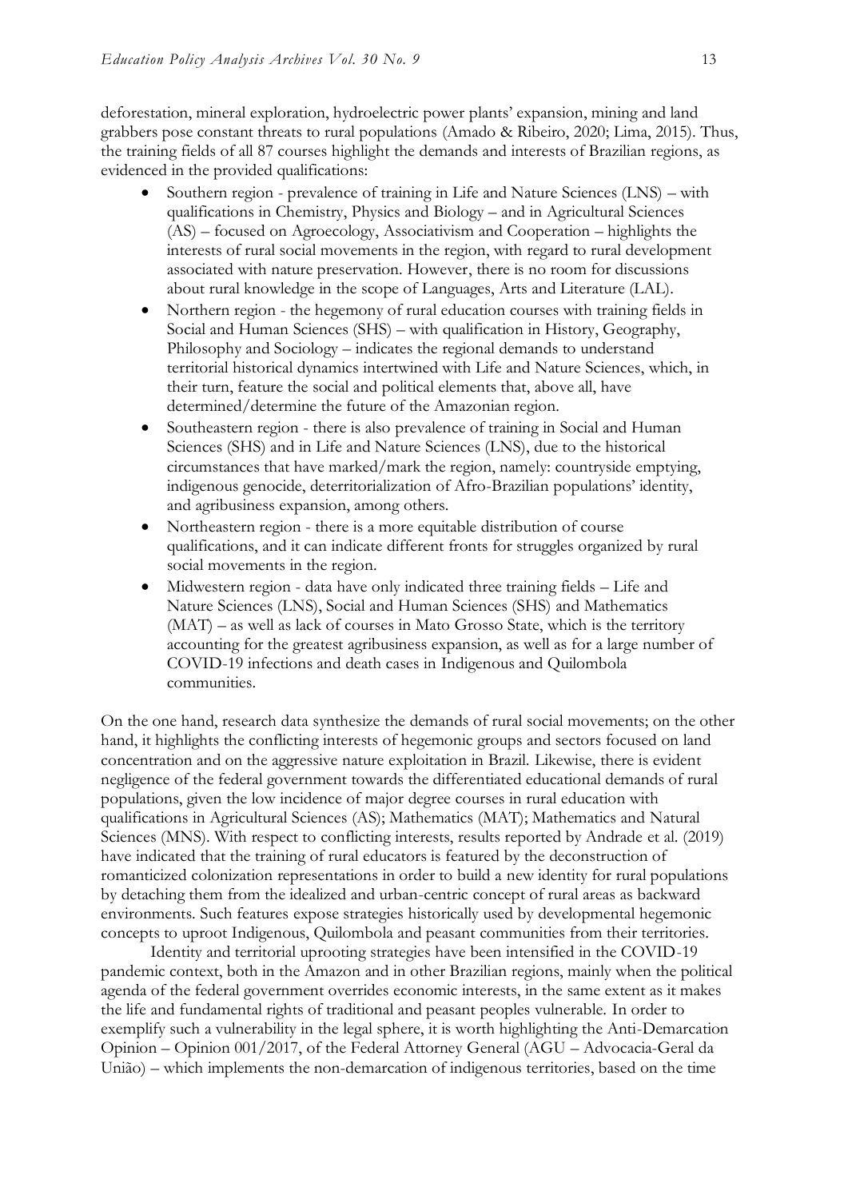deforestation, mineral exploration, hydroelectric power plants' expansion, mining and land grabbers pose constant threats to rural populations (Amado & Ribeiro, 2020; Lima, 2015). Thus, the training fields of all 87 courses highlight the demands and interests of Brazilian regions, as evidenced in the provided qualifications:

- Southern region - prevalence of training in Life and Nature Sciences (LNS) – with qualifications in Chemistry, Physics and Biology – and in Agricultural Sciences (AS) – focused on Agroecology, Associativism and Cooperation – highlights the interests of rural social movements in the region, with regard to rural development associated with nature preservation. However, there is no room for discussions about rural knowledge in the scope of Languages, Arts and Literature (LAL).
- Northern region - the hegemony of rural education courses with training fields in Social and Human Sciences (SHS) – with qualification in History, Geography, Philosophy and Sociology – indicates the regional demands to understand territorial historical dynamics intertwined with Life and Nature Sciences, which, in their turn, feature the social and political elements that, above all, have determined/determine the future of the Amazonian region.
- Southeastern region - there is also prevalence of training in Social and Human Sciences (SHS) and in Life and Nature Sciences (LNS), due to the historical circumstances that have marked/mark the region, namely: countryside emptying, indigenous genocide, deterritorialization of Afro-Brazilian populations' identity, and agribusiness expansion, among others.
- Northeastern region - there is a more equitable distribution of course qualifications, and it can indicate different fronts for struggles organized by rural social movements in the region.
- Midwestern region - data have only indicated three training fields – Life and Nature Sciences (LNS), Social and Human Sciences (SHS) and Mathematics (MAT) – as well as lack of courses in Mato Grosso State, which is the territory accounting for the greatest agribusiness expansion, as well as for a large number of COVID-19 infections and death cases in Indigenous and Quilombola communities.

On the one hand, research data synthesize the demands of rural social movements; on the other hand, it highlights the conflicting interests of hegemonic groups and sectors focused on land concentration and on the aggressive nature exploitation in Brazil. Likewise, there is evident negligence of the federal government towards the differentiated educational demands of rural populations, given the low incidence of major degree courses in rural education with qualifications in Agricultural Sciences (AS); Mathematics (MAT); Mathematics and Natural Sciences (MNS). With respect to conflicting interests, results reported by Andrade et al. (2019) have indicated that the training of rural educators is featured by the deconstruction of romanticized colonization representations in order to build a new identity for rural populations by detaching them from the idealized and urban-centric concept of rural areas as backward environments. Such features expose strategies historically used by developmental hegemonic concepts to uproot Indigenous, Quilombola and peasant communities from their territories.

Identity and territorial uprooting strategies have been intensified in the COVID-19 pandemic context, both in the Amazon and in other Brazilian regions, mainly when the political agenda of the federal government overrides economic interests, in the same extent as it makes the life and fundamental rights of traditional and peasant peoples vulnerable. In order to exemplify such a vulnerability in the legal sphere, it is worth highlighting the Anti-Demarcation Opinion – Opinion 001/2017, of the Federal Attorney General (AGU – Advocacia-Geral da União) – which implements the non-demarcation of indigenous territories, based on the time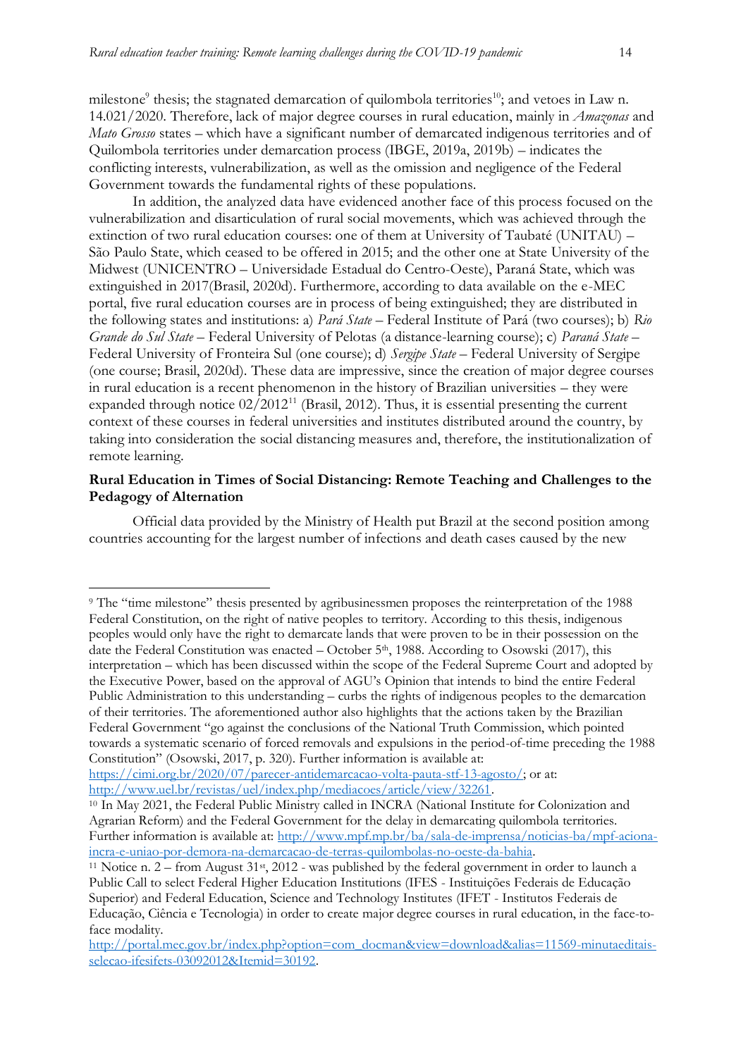milestone[9] thesis; the stagnated demarcation of quilombola territories[10]; and vetoes in Law n. 14.021/2020. Therefore, lack of major degree courses in rural education, mainly in *Amazonas* and *Mato Grosso* states – which have a significant number of demarcated indigenous territories and of Quilombola territories under demarcation process (IBGE, 2019a, 2019b) – indicates the conflicting interests, vulnerabilization, as well as the omission and negligence of the Federal Government towards the fundamental rights of these populations.

In addition, the analyzed data have evidenced another face of this process focused on the vulnerabilization and disarticulation of rural social movements, which was achieved through the extinction of two rural education courses: one of them at University of Taubaté (UNITAU) – São Paulo State, which ceased to be offered in 2015; and the other one at State University of the Midwest (UNICENTRO – Universidade Estadual do Centro-Oeste), Paraná State, which was extinguished in 2017(Brasil, 2020d). Furthermore, according to data available on the e-MEC portal, five rural education courses are in process of being extinguished; they are distributed in the following states and institutions: a) *Pará State* – Federal Institute of Pará (two courses); b) *Rio Grande do Sul State* – Federal University of Pelotas (a distance-learning course); c) *Paraná State* – Federal University of Fronteira Sul (one course); d) *Sergipe State* – Federal University of Sergipe (one course; Brasil, 2020d). These data are impressive, since the creation of major degree courses in rural education is a recent phenomenon in the history of Brazilian universities – they were expanded through notice 02/2012[11] (Brasil, 2012). Thus, it is essential presenting the current context of these courses in federal universities and institutes distributed around the country, by taking into consideration the social distancing measures and, therefore, the institutionalization of remote learning.

**Rural Education in Times of Social Distancing: Remote Teaching and Challenges to the Pedagogy of Alternation**

Official data provided by the Ministry of Health put Brazil at the second position among countries accounting for the largest number of infections and death cases caused by the new

---

[9] The "time milestone" thesis presented by agribusinessmen proposes the reinterpretation of the 1988 Federal Constitution, on the right of native peoples to territory. According to this thesis, indigenous peoples would only have the right to demarcate lands that were proven to be in their possession on the date the Federal Constitution was enacted – October 5th, 1988. According to Osowski (2017), this interpretation – which has been discussed within the scope of the Federal Supreme Court and adopted by the Executive Power, based on the approval of AGU's Opinion that intends to bind the entire Federal Public Administration to this understanding – curbs the rights of indigenous peoples to the demarcation of their territories. The aforementioned author also highlights that the actions taken by the Brazilian Federal Government "go against the conclusions of the National Truth Commission, which pointed towards a systematic scenario of forced removals and expulsions in the period-of-time preceding the 1988 Constitution" (Osowski, 2017, p. 320). Further information is available at: https://cimi.org.br/2020/07/parecer-antidemarcacao-volta-pauta-stf-13-agosto/; or at: http://www.uel.br/revistas/uel/index.php/mediacoes/article/view/32261.

[10] In May 2021, the Federal Public Ministry called in INCRA (National Institute for Colonization and Agrarian Reform) and the Federal Government for the delay in demarcating quilombola territories. Further information is available at: http://www.mpf.mp.br/ba/sala-de-imprensa/noticias-ba/mpf-aciona-incra-e-uniao-por-demora-na-demarcacao-de-terras-quilombolas-no-oeste-da-bahia.

[11] Notice n. 2 – from August 31st, 2012 - was published by the federal government in order to launch a Public Call to select Federal Higher Education Institutions (IFES - Instituições Federais de Educação Superior) and Federal Education, Science and Technology Institutes (IFET - Institutos Federais de Educação, Ciência e Tecnologia) in order to create major degree courses in rural education, in the face-to-face modality. http://portal.mec.gov.br/index.php?option=com_docman&view=download&alias=11569-minutaeditais-selecao-ifesifets-03092012&Itemid=30192.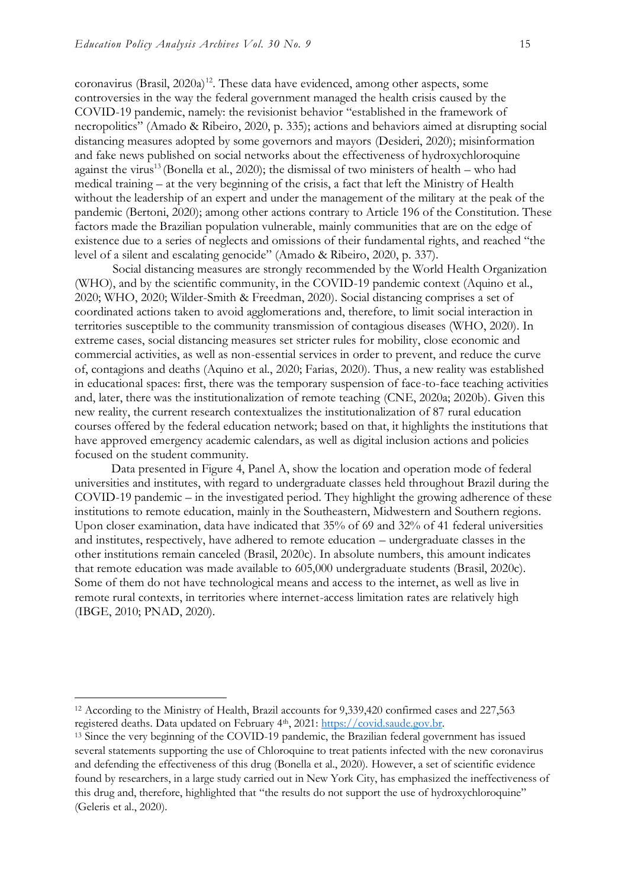coronavirus (Brasil, 2020a)[12]. These data have evidenced, among other aspects, some controversies in the way the federal government managed the health crisis caused by the COVID-19 pandemic, namely: the revisionist behavior "established in the framework of necropolitics" (Amado & Ribeiro, 2020, p. 335); actions and behaviors aimed at disrupting social distancing measures adopted by some governors and mayors (Desideri, 2020); misinformation and fake news published on social networks about the effectiveness of hydroxychloroquine against the virus[13] (Bonella et al., 2020); the dismissal of two ministers of health – who had medical training – at the very beginning of the crisis, a fact that left the Ministry of Health without the leadership of an expert and under the management of the military at the peak of the pandemic (Bertoni, 2020); among other actions contrary to Article 196 of the Constitution. These factors made the Brazilian population vulnerable, mainly communities that are on the edge of existence due to a series of neglects and omissions of their fundamental rights, and reached "the level of a silent and escalating genocide" (Amado & Ribeiro, 2020, p. 337).

Social distancing measures are strongly recommended by the World Health Organization (WHO), and by the scientific community, in the COVID-19 pandemic context (Aquino et al., 2020; WHO, 2020; Wilder-Smith & Freedman, 2020). Social distancing comprises a set of coordinated actions taken to avoid agglomerations and, therefore, to limit social interaction in territories susceptible to the community transmission of contagious diseases (WHO, 2020). In extreme cases, social distancing measures set stricter rules for mobility, close economic and commercial activities, as well as non-essential services in order to prevent, and reduce the curve of, contagions and deaths (Aquino et al., 2020; Farias, 2020). Thus, a new reality was established in educational spaces: first, there was the temporary suspension of face-to-face teaching activities and, later, there was the institutionalization of remote teaching (CNE, 2020a; 2020b). Given this new reality, the current research contextualizes the institutionalization of 87 rural education courses offered by the federal education network; based on that, it highlights the institutions that have approved emergency academic calendars, as well as digital inclusion actions and policies focused on the student community.

Data presented in Figure 4, Panel A, show the location and operation mode of federal universities and institutes, with regard to undergraduate classes held throughout Brazil during the COVID-19 pandemic – in the investigated period. They highlight the growing adherence of these institutions to remote education, mainly in the Southeastern, Midwestern and Southern regions. Upon closer examination, data have indicated that 35% of 69 and 32% of 41 federal universities and institutes, respectively, have adhered to remote education – undergraduate classes in the other institutions remain canceled (Brasil, 2020c). In absolute numbers, this amount indicates that remote education was made available to 605,000 undergraduate students (Brasil, 2020c). Some of them do not have technological means and access to the internet, as well as live in remote rural contexts, in territories where internet-access limitation rates are relatively high (IBGE, 2010; PNAD, 2020).

---

[12] According to the Ministry of Health, Brazil accounts for 9,339,420 confirmed cases and 227,563 registered deaths. Data updated on February 4th, 2021: https://covid.saude.gov.br.

[13] Since the very beginning of the COVID-19 pandemic, the Brazilian federal government has issued several statements supporting the use of Chloroquine to treat patients infected with the new coronavirus and defending the effectiveness of this drug (Bonella et al., 2020). However, a set of scientific evidence found by researchers, in a large study carried out in New York City, has emphasized the ineffectiveness of this drug and, therefore, highlighted that "the results do not support the use of hydroxychloroquine" (Geleris et al., 2020).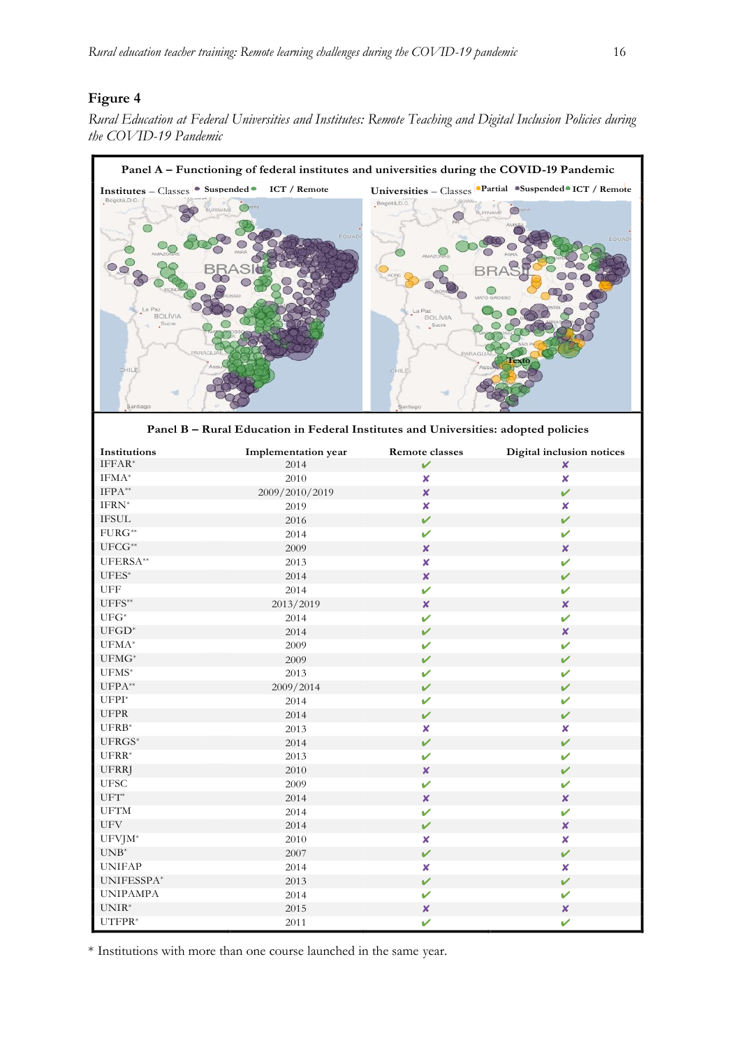## Figure 4

*Rural Education at Federal Universities and Institutes: Remote Teaching and Digital Inclusion Policies during the COVID-19 Pandemic*

**Panel A – Functioning of federal institutes and universities during the COVID-19 Pandemic**

**Institutes** – Classes ● Suspended ● ICT / Remote

**Universities** – Classes ● Partial ● Suspended ● ICT / Remote

**Panel B – Rural Education in Federal Institutes and Universities: adopted policies**

| Institutions | Implementation year | Remote classes | Digital inclusion notices |
|---|---|---|---|
| IFFAR* | 2014 | ✔ | ✘ |
| IFMA* | 2010 | ✘ | ✘ |
| IFPA** | 2009/2010/2019 | ✘ | ✔ |
| IFRN* | 2019 | ✘ | ✘ |
| IFSUL | 2016 | ✔ | ✔ |
| FURG** | 2014 | ✔ | ✔ |
| UFCG** | 2009 | ✘ | ✘ |
| UFERSA** | 2013 | ✘ | ✔ |
| UFES* | 2014 | ✘ | ✔ |
| UFF | 2014 | ✔ | ✔ |
| UFFS** | 2013/2019 | ✘ | ✘ |
| UFG* | 2014 | ✔ | ✔ |
| UFGD* | 2014 | ✔ | ✘ |
| UFMA* | 2009 | ✔ | ✔ |
| UFMG* | 2009 | ✔ | ✔ |
| UFMS* | 2013 | ✔ | ✔ |
| UFPA** | 2009/2014 | ✔ | ✔ |
| UFPI* | 2014 | ✔ | ✔ |
| UFPR | 2014 | ✔ | ✔ |
| UFRB* | 2013 | ✘ | ✘ |
| UFRGS* | 2014 | ✔ | ✔ |
| UFRR* | 2013 | ✔ | ✔ |
| UFRRJ | 2010 | ✘ | ✔ |
| UFSC | 2009 | ✔ | ✔ |
| UFT* | 2014 | ✘ | ✘ |
| UFTM | 2014 | ✔ | ✔ |
| UFV | 2014 | ✔ | ✘ |
| UFVJM* | 2010 | ✘ | ✘ |
| UNB* | 2007 | ✔ | ✔ |
| UNIFAP | 2014 | ✘ | ✘ |
| UNIFESSPA* | 2013 | ✔ | ✔ |
| UNIPAMPA | 2014 | ✔ | ✔ |
| UNIR* | 2015 | ✘ | ✘ |
| UTFPR* | 2011 | ✔ | ✔ |

\* Institutions with more than one course launched in the same year.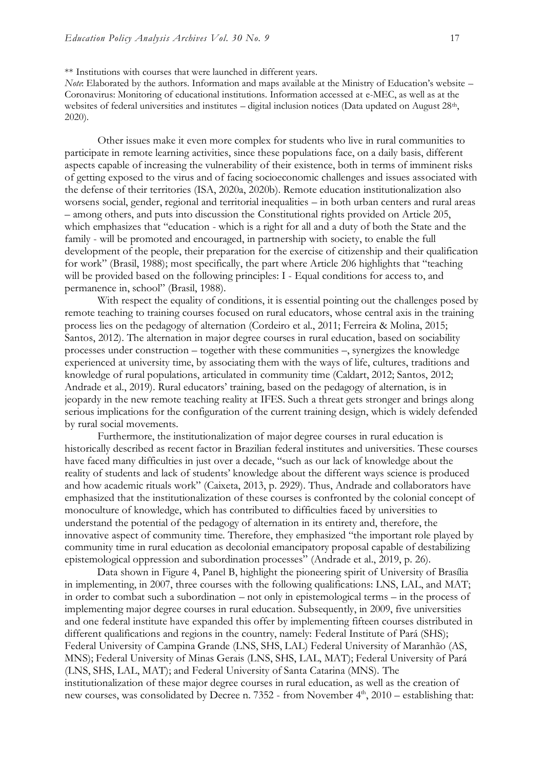** Institutions with courses that were launched in different years.

*Note*: Elaborated by the authors. Information and maps available at the Ministry of Education's website – Coronavirus: Monitoring of educational institutions. Information accessed at e-MEC, as well as at the websites of federal universities and institutes – digital inclusion notices (Data updated on August 28th, 2020).

Other issues make it even more complex for students who live in rural communities to participate in remote learning activities, since these populations face, on a daily basis, different aspects capable of increasing the vulnerability of their existence, both in terms of imminent risks of getting exposed to the virus and of facing socioeconomic challenges and issues associated with the defense of their territories (ISA, 2020a, 2020b). Remote education institutionalization also worsens social, gender, regional and territorial inequalities – in both urban centers and rural areas – among others, and puts into discussion the Constitutional rights provided on Article 205, which emphasizes that "education - which is a right for all and a duty of both the State and the family - will be promoted and encouraged, in partnership with society, to enable the full development of the people, their preparation for the exercise of citizenship and their qualification for work" (Brasil, 1988); most specifically, the part where Article 206 highlights that "teaching will be provided based on the following principles: I - Equal conditions for access to, and permanence in, school" (Brasil, 1988).

With respect the equality of conditions, it is essential pointing out the challenges posed by remote teaching to training courses focused on rural educators, whose central axis in the training process lies on the pedagogy of alternation (Cordeiro et al., 2011; Ferreira & Molina, 2015; Santos, 2012). The alternation in major degree courses in rural education, based on sociability processes under construction – together with these communities –, synergizes the knowledge experienced at university time, by associating them with the ways of life, cultures, traditions and knowledge of rural populations, articulated in community time (Caldart, 2012; Santos, 2012; Andrade et al., 2019). Rural educators' training, based on the pedagogy of alternation, is in jeopardy in the new remote teaching reality at IFES. Such a threat gets stronger and brings along serious implications for the configuration of the current training design, which is widely defended by rural social movements.

Furthermore, the institutionalization of major degree courses in rural education is historically described as recent factor in Brazilian federal institutes and universities. These courses have faced many difficulties in just over a decade, "such as our lack of knowledge about the reality of students and lack of students' knowledge about the different ways science is produced and how academic rituals work" (Caixeta, 2013, p. 2929). Thus, Andrade and collaborators have emphasized that the institutionalization of these courses is confronted by the colonial concept of monoculture of knowledge, which has contributed to difficulties faced by universities to understand the potential of the pedagogy of alternation in its entirety and, therefore, the innovative aspect of community time. Therefore, they emphasized "the important role played by community time in rural education as decolonial emancipatory proposal capable of destabilizing epistemological oppression and subordination processes" (Andrade et al., 2019, p. 26).

Data shown in Figure 4, Panel B, highlight the pioneering spirit of University of Brasília in implementing, in 2007, three courses with the following qualifications: LNS, LAL, and MAT; in order to combat such a subordination – not only in epistemological terms – in the process of implementing major degree courses in rural education. Subsequently, in 2009, five universities and one federal institute have expanded this offer by implementing fifteen courses distributed in different qualifications and regions in the country, namely: Federal Institute of Pará (SHS); Federal University of Campina Grande (LNS, SHS, LAL) Federal University of Maranhão (AS, MNS); Federal University of Minas Gerais (LNS, SHS, LAL, MAT); Federal University of Pará (LNS, SHS, LAL, MAT); and Federal University of Santa Catarina (MNS). The institutionalization of these major degree courses in rural education, as well as the creation of new courses, was consolidated by Decree n. 7352 - from November 4th, 2010 – establishing that: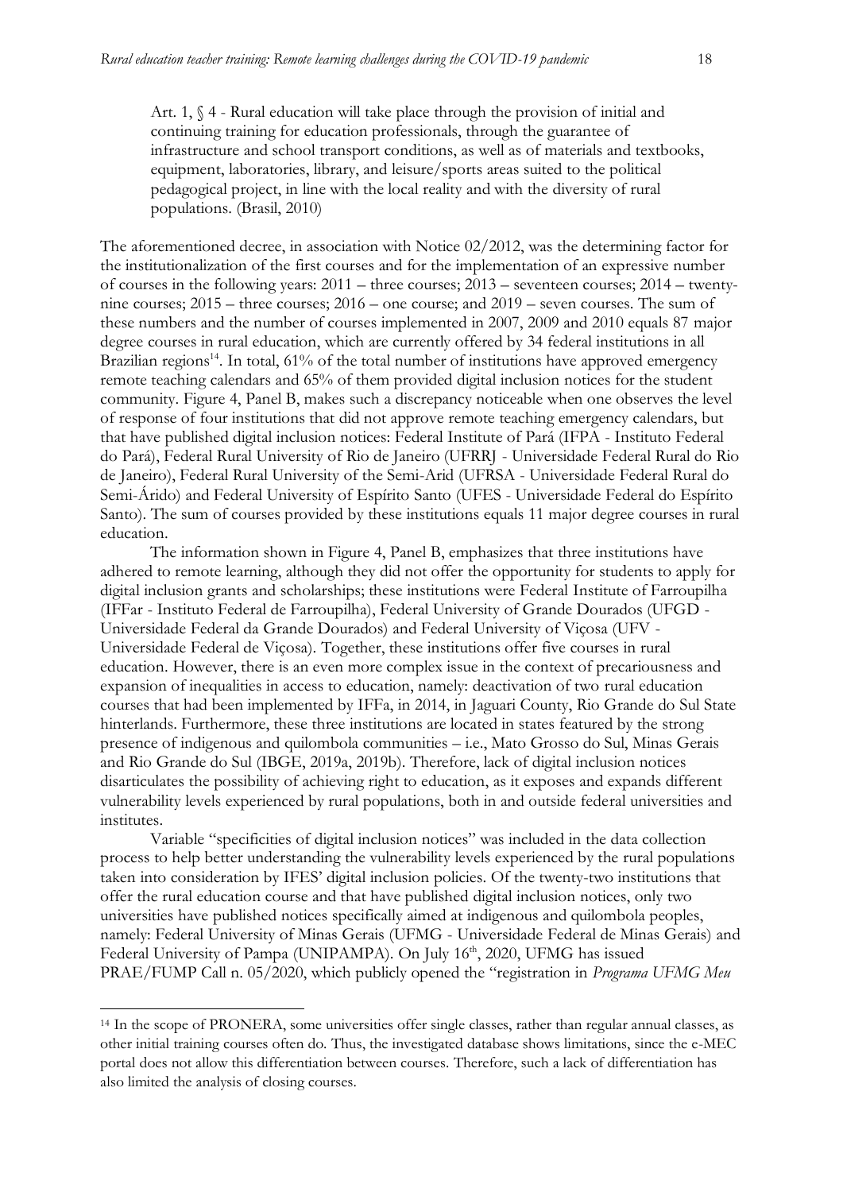> Art. 1, § 4 - Rural education will take place through the provision of initial and continuing training for education professionals, through the guarantee of infrastructure and school transport conditions, as well as of materials and textbooks, equipment, laboratories, library, and leisure/sports areas suited to the political pedagogical project, in line with the local reality and with the diversity of rural populations. (Brasil, 2010)

The aforementioned decree, in association with Notice 02/2012, was the determining factor for the institutionalization of the first courses and for the implementation of an expressive number of courses in the following years: 2011 – three courses; 2013 – seventeen courses; 2014 – twenty-nine courses; 2015 – three courses; 2016 – one course; and 2019 – seven courses. The sum of these numbers and the number of courses implemented in 2007, 2009 and 2010 equals 87 major degree courses in rural education, which are currently offered by 34 federal institutions in all Brazilian regions[14]. In total, 61% of the total number of institutions have approved emergency remote teaching calendars and 65% of them provided digital inclusion notices for the student community. Figure 4, Panel B, makes such a discrepancy noticeable when one observes the level of response of four institutions that did not approve remote teaching emergency calendars, but that have published digital inclusion notices: Federal Institute of Pará (IFPA - Instituto Federal do Pará), Federal Rural University of Rio de Janeiro (UFRRJ - Universidade Federal Rural do Rio de Janeiro), Federal Rural University of the Semi-Arid (UFRSA - Universidade Federal Rural do Semi-Árido) and Federal University of Espírito Santo (UFES - Universidade Federal do Espírito Santo). The sum of courses provided by these institutions equals 11 major degree courses in rural education.

The information shown in Figure 4, Panel B, emphasizes that three institutions have adhered to remote learning, although they did not offer the opportunity for students to apply for digital inclusion grants and scholarships; these institutions were Federal Institute of Farroupilha (IFFar - Instituto Federal de Farroupilha), Federal University of Grande Dourados (UFGD - Universidade Federal da Grande Dourados) and Federal University of Viçosa (UFV - Universidade Federal de Viçosa). Together, these institutions offer five courses in rural education. However, there is an even more complex issue in the context of precariousness and expansion of inequalities in access to education, namely: deactivation of two rural education courses that had been implemented by IFFa, in 2014, in Jaguari County, Rio Grande do Sul State hinterlands. Furthermore, these three institutions are located in states featured by the strong presence of indigenous and quilombola communities – i.e., Mato Grosso do Sul, Minas Gerais and Rio Grande do Sul (IBGE, 2019a, 2019b). Therefore, lack of digital inclusion notices disarticulates the possibility of achieving right to education, as it exposes and expands different vulnerability levels experienced by rural populations, both in and outside federal universities and institutes.

Variable "specificities of digital inclusion notices" was included in the data collection process to help better understanding the vulnerability levels experienced by the rural populations taken into consideration by IFES' digital inclusion policies. Of the twenty-two institutions that offer the rural education course and that have published digital inclusion notices, only two universities have published notices specifically aimed at indigenous and quilombola peoples, namely: Federal University of Minas Gerais (UFMG - Universidade Federal de Minas Gerais) and Federal University of Pampa (UNIPAMPA). On July 16th, 2020, UFMG has issued PRAE/FUMP Call n. 05/2020, which publicly opened the "registration in *Programa UFMG Meu*

[14] In the scope of PRONERA, some universities offer single classes, rather than regular annual classes, as other initial training courses often do. Thus, the investigated database shows limitations, since the e-MEC portal does not allow this differentiation between courses. Therefore, such a lack of differentiation has also limited the analysis of closing courses.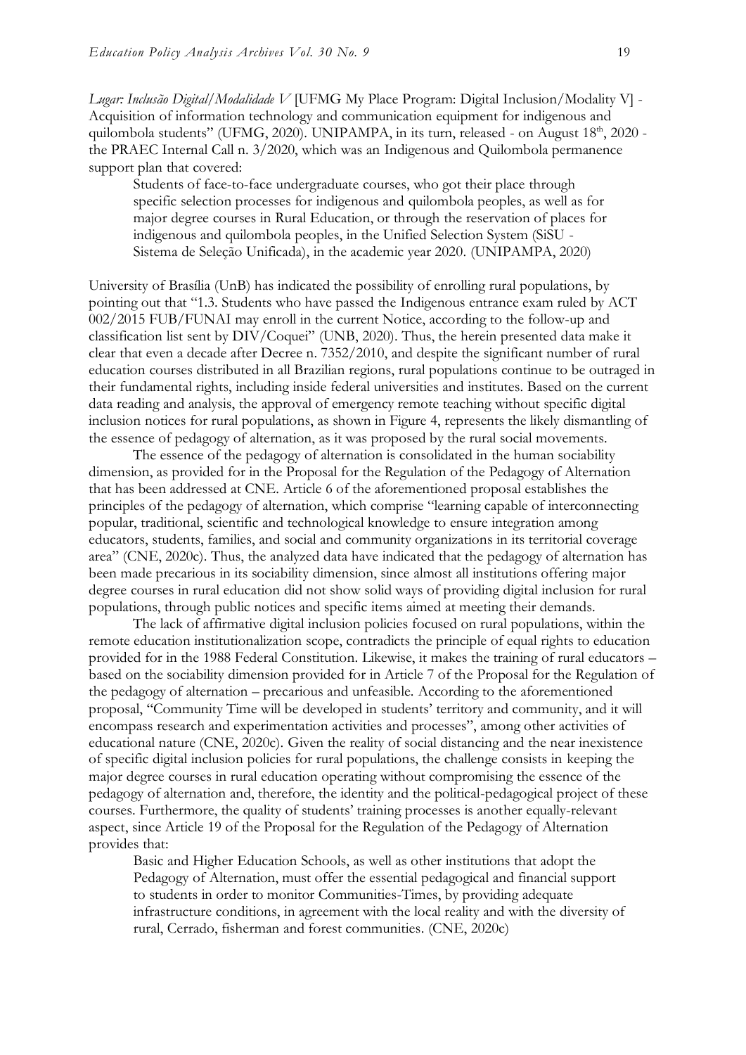*Lugar: Inclusão Digital/Modalidade V* [UFMG My Place Program: Digital Inclusion/Modality V] - Acquisition of information technology and communication equipment for indigenous and quilombola students" (UFMG, 2020). UNIPAMPA, in its turn, released - on August 18th, 2020 - the PRAEC Internal Call n. 3/2020, which was an Indigenous and Quilombola permanence support plan that covered:

> Students of face-to-face undergraduate courses, who got their place through specific selection processes for indigenous and quilombola peoples, as well as for major degree courses in Rural Education, or through the reservation of places for indigenous and quilombola peoples, in the Unified Selection System (SiSU - Sistema de Seleção Unificada), in the academic year 2020. (UNIPAMPA, 2020)

University of Brasília (UnB) has indicated the possibility of enrolling rural populations, by pointing out that "1.3. Students who have passed the Indigenous entrance exam ruled by ACT 002/2015 FUB/FUNAI may enroll in the current Notice, according to the follow-up and classification list sent by DIV/Coquei" (UNB, 2020). Thus, the herein presented data make it clear that even a decade after Decree n. 7352/2010, and despite the significant number of rural education courses distributed in all Brazilian regions, rural populations continue to be outraged in their fundamental rights, including inside federal universities and institutes. Based on the current data reading and analysis, the approval of emergency remote teaching without specific digital inclusion notices for rural populations, as shown in Figure 4, represents the likely dismantling of the essence of pedagogy of alternation, as it was proposed by the rural social movements.

The essence of the pedagogy of alternation is consolidated in the human sociability dimension, as provided for in the Proposal for the Regulation of the Pedagogy of Alternation that has been addressed at CNE. Article 6 of the aforementioned proposal establishes the principles of the pedagogy of alternation, which comprise "learning capable of interconnecting popular, traditional, scientific and technological knowledge to ensure integration among educators, students, families, and social and community organizations in its territorial coverage area" (CNE, 2020c). Thus, the analyzed data have indicated that the pedagogy of alternation has been made precarious in its sociability dimension, since almost all institutions offering major degree courses in rural education did not show solid ways of providing digital inclusion for rural populations, through public notices and specific items aimed at meeting their demands.

The lack of affirmative digital inclusion policies focused on rural populations, within the remote education institutionalization scope, contradicts the principle of equal rights to education provided for in the 1988 Federal Constitution. Likewise, it makes the training of rural educators – based on the sociability dimension provided for in Article 7 of the Proposal for the Regulation of the pedagogy of alternation – precarious and unfeasible. According to the aforementioned proposal, "Community Time will be developed in students' territory and community, and it will encompass research and experimentation activities and processes", among other activities of educational nature (CNE, 2020c). Given the reality of social distancing and the near inexistence of specific digital inclusion policies for rural populations, the challenge consists in keeping the major degree courses in rural education operating without compromising the essence of the pedagogy of alternation and, therefore, the identity and the political-pedagogical project of these courses. Furthermore, the quality of students' training processes is another equally-relevant aspect, since Article 19 of the Proposal for the Regulation of the Pedagogy of Alternation provides that:

> Basic and Higher Education Schools, as well as other institutions that adopt the Pedagogy of Alternation, must offer the essential pedagogical and financial support to students in order to monitor Communities-Times, by providing adequate infrastructure conditions, in agreement with the local reality and with the diversity of rural, Cerrado, fisherman and forest communities. (CNE, 2020c)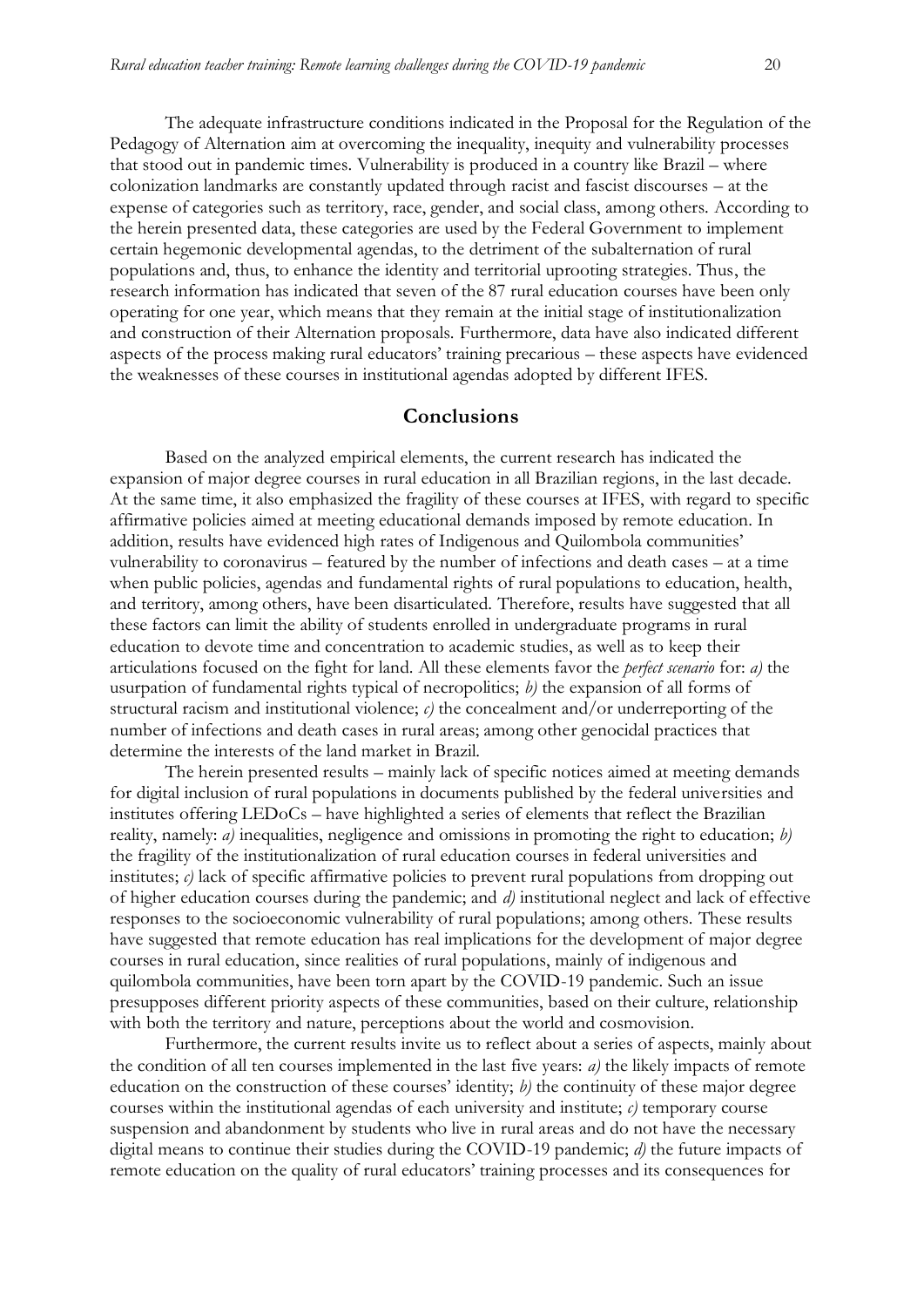The adequate infrastructure conditions indicated in the Proposal for the Regulation of the Pedagogy of Alternation aim at overcoming the inequality, inequity and vulnerability processes that stood out in pandemic times. Vulnerability is produced in a country like Brazil – where colonization landmarks are constantly updated through racist and fascist discourses – at the expense of categories such as territory, race, gender, and social class, among others. According to the herein presented data, these categories are used by the Federal Government to implement certain hegemonic developmental agendas, to the detriment of the subalternation of rural populations and, thus, to enhance the identity and territorial uprooting strategies. Thus, the research information has indicated that seven of the 87 rural education courses have been only operating for one year, which means that they remain at the initial stage of institutionalization and construction of their Alternation proposals. Furthermore, data have also indicated different aspects of the process making rural educators' training precarious – these aspects have evidenced the weaknesses of these courses in institutional agendas adopted by different IFES.

## Conclusions

Based on the analyzed empirical elements, the current research has indicated the expansion of major degree courses in rural education in all Brazilian regions, in the last decade. At the same time, it also emphasized the fragility of these courses at IFES, with regard to specific affirmative policies aimed at meeting educational demands imposed by remote education. In addition, results have evidenced high rates of Indigenous and Quilombola communities' vulnerability to coronavirus – featured by the number of infections and death cases – at a time when public policies, agendas and fundamental rights of rural populations to education, health, and territory, among others, have been disarticulated. Therefore, results have suggested that all these factors can limit the ability of students enrolled in undergraduate programs in rural education to devote time and concentration to academic studies, as well as to keep their articulations focused on the fight for land. All these elements favor the *perfect scenario* for: *a)* the usurpation of fundamental rights typical of necropolitics; *b)* the expansion of all forms of structural racism and institutional violence; *c)* the concealment and/or underreporting of the number of infections and death cases in rural areas; among other genocidal practices that determine the interests of the land market in Brazil.

The herein presented results – mainly lack of specific notices aimed at meeting demands for digital inclusion of rural populations in documents published by the federal universities and institutes offering LEDoCs – have highlighted a series of elements that reflect the Brazilian reality, namely: *a)* inequalities, negligence and omissions in promoting the right to education; *b)* the fragility of the institutionalization of rural education courses in federal universities and institutes; *c)* lack of specific affirmative policies to prevent rural populations from dropping out of higher education courses during the pandemic; and *d)* institutional neglect and lack of effective responses to the socioeconomic vulnerability of rural populations; among others. These results have suggested that remote education has real implications for the development of major degree courses in rural education, since realities of rural populations, mainly of indigenous and quilombola communities, have been torn apart by the COVID-19 pandemic. Such an issue presupposes different priority aspects of these communities, based on their culture, relationship with both the territory and nature, perceptions about the world and cosmovision.

Furthermore, the current results invite us to reflect about a series of aspects, mainly about the condition of all ten courses implemented in the last five years: *a)* the likely impacts of remote education on the construction of these courses' identity; *b)* the continuity of these major degree courses within the institutional agendas of each university and institute; *c)* temporary course suspension and abandonment by students who live in rural areas and do not have the necessary digital means to continue their studies during the COVID-19 pandemic; *d)* the future impacts of remote education on the quality of rural educators' training processes and its consequences for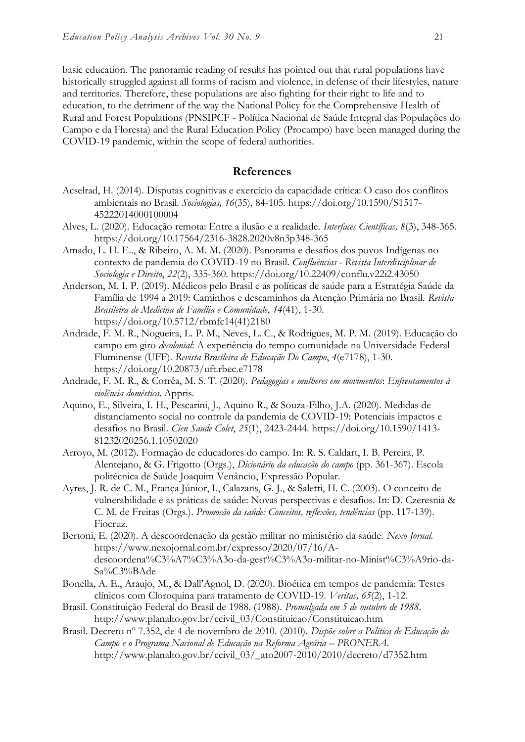basic education. The panoramic reading of results has pointed out that rural populations have historically struggled against all forms of racism and violence, in defense of their lifestyles, nature and territories. Therefore, these populations are also fighting for their right to life and to education, to the detriment of the way the National Policy for the Comprehensive Health of Rural and Forest Populations (PNSIPCF - Política Nacional de Saúde Integral das Populações do Campo e da Floresta) and the Rural Education Policy (Procampo) have been managed during the COVID-19 pandemic, within the scope of federal authorities.

## References

Acselrad, H. (2014). Disputas cognitivas e exercício da capacidade crítica: O caso dos conflitos ambientais no Brasil. *Sociologias, 16*(35), 84-105. https://doi.org/10.1590/S1517-45222014000100004

Alves, L. (2020). Educação remota: Entre a ilusão e a realidade. *Interfaces Científicas, 8*(3), 348-365. https://doi.org/10.17564/2316-3828.2020v8n3p348-365

Amado, L. H. E.., & Ribeiro, A. M. M. (2020). Panorama e desafios dos povos Indígenas no contexto de pandemia do COVID-19 no Brasil. *Confluências - Revista Interdisciplinar de Sociologia e Direito*, *22*(2), 335-360. https://doi.org/10.22409/conflu.v22i2.43050

Anderson, M. I. P. (2019). Médicos pelo Brasil e as políticas de saúde para a Estratégia Saúde da Família de 1994 a 2019: Caminhos e descaminhos da Atenção Primária no Brasil. *Revista Brasileira de Medicina de Família e Comunidade*, *14*(41), 1-30. https://doi.org/10.5712/rbmfc14(41)2180

Andrade, F. M. R., Nogueira, L. P. M., Neves, L. C., & Rodrigues, M. P. M. (2019). Educação do campo em giro *decolonial*: A experiência do tempo comunidade na Universidade Federal Fluminense (UFF). *Revista Brasileira de Educação Do Campo*, *4*(e7178), 1-30. https://doi.org/10.20873/uft.rbec.e7178

Andrade, F. M. R., & Corrêa, M. S. T. (2020). *Pedagogias e mulheres em movimentos*: *Enfrentamentos à violência doméstica*. Appris.

Aquino, E., Silveira, I. H., Pescarini, J., Aquino R., & Souza-Filho, J.A. (2020). Medidas de distanciamento social no controle da pandemia de COVID-19: Potenciais impactos e desafios no Brasil. *Cien Saude Colet*, *25*(1), 2423-2444. https://doi.org/10.1590/1413-81232020256.1.10502020

Arroyo, M. (2012). Formação de educadores do campo. In: R. S. Caldart, I. B. Pereira, P. Alentejano, & G. Frigotto (Orgs.), *Dicionário da educação do campo* (pp. 361-367). Escola politécnica de Saúde Joaquim Venâncio, Expressão Popular.

Ayres, J. R. de C. M., França Júnior, I., Calazans, G. J., & Saletti, H. C. (2003). O conceito de vulnerabilidade e as práticas de saúde: Novas perspectivas e desafios. In: D. Czeresnia & C. M. de Freitas (Orgs.). *Promoção da saúde: Conceitos, reflexões, tendências* (pp. 117-139). Fiocruz.

Bertoni, E. (2020). A descoordenação da gestão militar no ministério da saúde. *Nexo Jornal.* https://www.nexojornal.com.br/expresso/2020/07/16/A-descoordena%C3%A7%C3%A3o-da-gest%C3%A3o-militar-no-Minist%C3%A9rio-da-Sa%C3%BAde

Bonella, A. E., Araujo, M., & Dall'Agnol, D. (2020). Bioética em tempos de pandemia: Testes clínicos com Cloroquina para tratamento de COVID-19. *Veritas, 65*(2), 1-12.

Brasil. Constituição Federal do Brasil de 1988. (1988). *Promulgada em 5 de outubro de 1988*. http://www.planalto.gov.br/ccivil_03/Constituicao/Constituicao.htm

Brasil. Decreto nº 7.352, de 4 de novembro de 2010. (2010). *Dispõe sobre a Política de Educação do Campo e o Programa Nacional de Educação na Reforma Agrária – PRONERA.* http://www.planalto.gov.br/ccivil_03/_ato2007-2010/2010/decreto/d7352.htm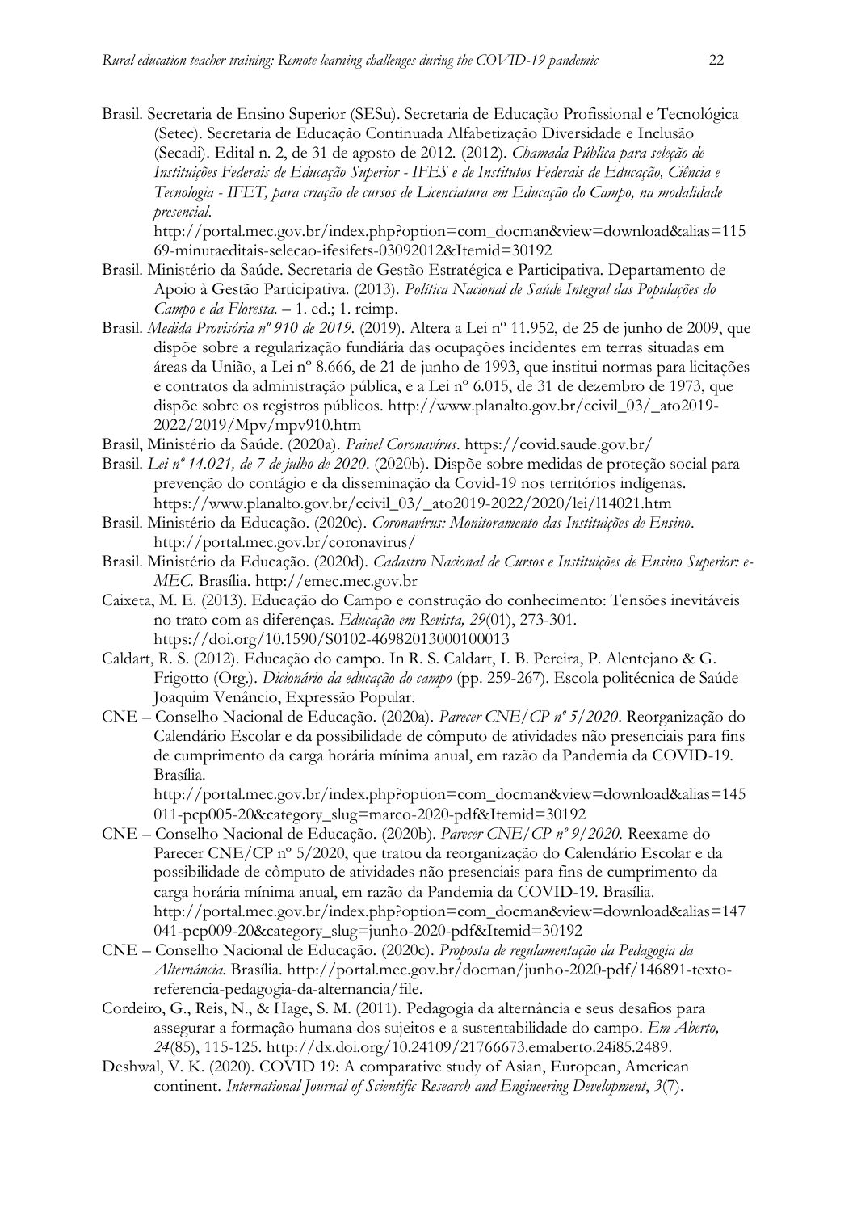Brasil. Secretaria de Ensino Superior (SESu). Secretaria de Educação Profissional e Tecnológica (Setec). Secretaria de Educação Continuada Alfabetização Diversidade e Inclusão (Secadi). Edital n. 2, de 31 de agosto de 2012. (2012). *Chamada Pública para seleção de Instituições Federais de Educação Superior - IFES e de Institutos Federais de Educação, Ciência e Tecnologia - IFET, para criação de cursos de Licenciatura em Educação do Campo, na modalidade presencial*. http://portal.mec.gov.br/index.php?option=com_docman&view=download&alias=11569-minutaeditais-selecao-ifesifets-03092012&Itemid=30192

Brasil. Ministério da Saúde. Secretaria de Gestão Estratégica e Participativa. Departamento de Apoio à Gestão Participativa. (2013). *Política Nacional de Saúde Integral das Populações do Campo e da Floresta*. – 1. ed.; 1. reimp.

Brasil. *Medida Provisória nº 910 de 2019*. (2019). Altera a Lei nº 11.952, de 25 de junho de 2009, que dispõe sobre a regularização fundiária das ocupações incidentes em terras situadas em áreas da União, a Lei nº 8.666, de 21 de junho de 1993, que institui normas para licitações e contratos da administração pública, e a Lei nº 6.015, de 31 de dezembro de 1973, que dispõe sobre os registros públicos. http://www.planalto.gov.br/ccivil_03/_ato2019-2022/2019/Mpv/mpv910.htm

Brasil, Ministério da Saúde. (2020a). *Painel Coronavírus*. https://covid.saude.gov.br/

Brasil. *Lei nº 14.021, de 7 de julho de 2020*. (2020b). Dispõe sobre medidas de proteção social para prevenção do contágio e da disseminação da Covid-19 nos territórios indígenas. https://www.planalto.gov.br/ccivil_03/_ato2019-2022/2020/lei/l14021.htm

Brasil. Ministério da Educação. (2020c). *Coronavírus: Monitoramento das Instituições de Ensino*. http://portal.mec.gov.br/coronavirus/

Brasil. Ministério da Educação. (2020d). *Cadastro Nacional de Cursos e Instituições de Ensino Superior: e-MEC*. Brasília. http://emec.mec.gov.br

Caixeta, M. E. (2013). Educação do Campo e construção do conhecimento: Tensões inevitáveis no trato com as diferenças. *Educação em Revista, 29*(01), 273-301. https://doi.org/10.1590/S0102-46982013000100013

Caldart, R. S. (2012). Educação do campo. In R. S. Caldart, I. B. Pereira, P. Alentejano & G. Frigotto (Org.). *Dicionário da educação do campo* (pp. 259-267). Escola politécnica de Saúde Joaquim Venâncio, Expressão Popular.

CNE – Conselho Nacional de Educação. (2020a). *Parecer CNE/CP nº 5/2020*. Reorganização do Calendário Escolar e da possibilidade de cômputo de atividades não presenciais para fins de cumprimento da carga horária mínima anual, em razão da Pandemia da COVID-19. Brasília. http://portal.mec.gov.br/index.php?option=com_docman&view=download&alias=145011-pcp005-20&category_slug=marco-2020-pdf&Itemid=30192

CNE – Conselho Nacional de Educação. (2020b). *Parecer CNE/CP nº 9/2020.* Reexame do Parecer CNE/CP nº 5/2020, que tratou da reorganização do Calendário Escolar e da possibilidade de cômputo de atividades não presenciais para fins de cumprimento da carga horária mínima anual, em razão da Pandemia da COVID-19. Brasília. http://portal.mec.gov.br/index.php?option=com_docman&view=download&alias=147041-pcp009-20&category_slug=junho-2020-pdf&Itemid=30192

CNE – Conselho Nacional de Educação. (2020c). *Proposta de regulamentação da Pedagogia da Alternância*. Brasília. http://portal.mec.gov.br/docman/junho-2020-pdf/146891-texto-referencia-pedagogia-da-alternancia/file.

Cordeiro, G., Reis, N., & Hage, S. M. (2011). Pedagogia da alternância e seus desafios para assegurar a formação humana dos sujeitos e a sustentabilidade do campo. *Em Aberto, 24*(85), 115-125. http://dx.doi.org/10.24109/21766673.emaberto.24i85.2489.

Deshwal, V. K. (2020). COVID 19: A comparative study of Asian, European, American continent. *International Journal of Scientific Research and Engineering Development*, *3*(7).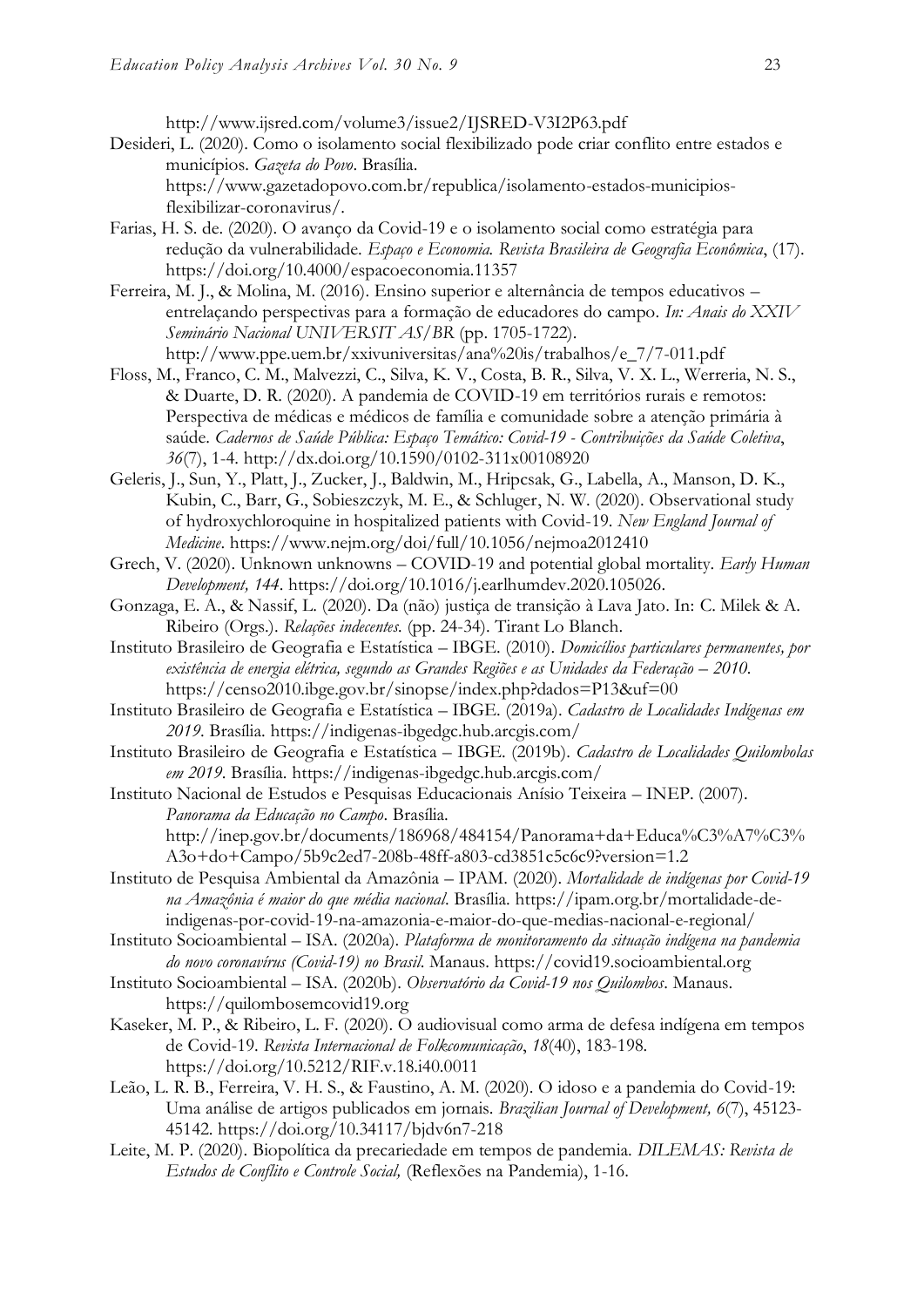http://www.ijsred.com/volume3/issue2/IJSRED-V3I2P63.pdf

Desideri, L. (2020). Como o isolamento social flexibilizado pode criar conflito entre estados e municípios. *Gazeta do Povo*. Brasília. https://www.gazetadopovo.com.br/republica/isolamento-estados-municipios-flexibilizar-coronavirus/.

Farias, H. S. de. (2020). O avanço da Covid-19 e o isolamento social como estratégia para redução da vulnerabilidade. *Espaço e Economia. Revista Brasileira de Geografia Econômica*, (17). https://doi.org/10.4000/espacoeconomia.11357

Ferreira, M. J., & Molina, M. (2016). Ensino superior e alternância de tempos educativos – entrelaçando perspectivas para a formação de educadores do campo. *In: Anais do XXIV Seminário Nacional UNIVERSITAS/BR* (pp. 1705-1722). http://www.ppe.uem.br/xxivuniversitas/ana%20is/trabalhos/e_7/7-011.pdf

Floss, M., Franco, C. M., Malvezzi, C., Silva, K. V., Costa, B. R., Silva, V. X. L., Werreria, N. S., & Duarte, D. R. (2020). A pandemia de COVID-19 em territórios rurais e remotos: Perspectiva de médicas e médicos de família e comunidade sobre a atenção primária à saúde. *Cadernos de Saúde Pública: Espaço Temático: Covid-19 - Contribuições da Saúde Coletiva*, *36*(7), 1-4. http://dx.doi.org/10.1590/0102-311x00108920

Geleris, J., Sun, Y., Platt, J., Zucker, J., Baldwin, M., Hripcsak, G., Labella, A., Manson, D. K., Kubin, C., Barr, G., Sobieszczyk, M. E., & Schluger, N. W. (2020). Observational study of hydroxychloroquine in hospitalized patients with Covid-19. *New England Journal of Medicine*. https://www.nejm.org/doi/full/10.1056/nejmoa2012410

Grech, V. (2020). Unknown unknowns – COVID-19 and potential global mortality. *Early Human Development, 144*. https://doi.org/10.1016/j.earlhumdev.2020.105026.

Gonzaga, E. A., & Nassif, L. (2020). Da (não) justiça de transição à Lava Jato. In: C. Milek & A. Ribeiro (Orgs.). *Relações indecentes*. (pp. 24-34). Tirant Lo Blanch.

Instituto Brasileiro de Geografia e Estatística – IBGE. (2010). *Domicílios particulares permanentes, por existência de energia elétrica, segundo as Grandes Regiões e as Unidades da Federação – 2010*. https://censo2010.ibge.gov.br/sinopse/index.php?dados=P13&uf=00

Instituto Brasileiro de Geografia e Estatística – IBGE. (2019a). *Cadastro de Localidades Indígenas em 2019*. Brasília. https://indigenas-ibgedgc.hub.arcgis.com/

Instituto Brasileiro de Geografia e Estatística – IBGE. (2019b). *Cadastro de Localidades Quilombolas em 2019*. Brasília. https://indigenas-ibgedgc.hub.arcgis.com/

Instituto Nacional de Estudos e Pesquisas Educacionais Anísio Teixeira – INEP. (2007). *Panorama da Educação no Campo*. Brasília. http://inep.gov.br/documents/186968/484154/Panorama+da+Educa%C3%A7%C3%A3o+do+Campo/5b9c2ed7-208b-48ff-a803-cd3851c5c6c9?version=1.2

Instituto de Pesquisa Ambiental da Amazônia – IPAM. (2020). *Mortalidade de indígenas por Covid-19 na Amazônia é maior do que média nacional*. Brasília. https://ipam.org.br/mortalidade-de-indigenas-por-covid-19-na-amazonia-e-maior-do-que-medias-nacional-e-regional/

Instituto Socioambiental – ISA. (2020a). *Plataforma de monitoramento da situação indígena na pandemia do novo coronavírus (Covid-19) no Brasil*. Manaus. https://covid19.socioambiental.org

Instituto Socioambiental – ISA. (2020b). *Observatório da Covid-19 nos Quilombos*. Manaus. https://quilombosemcovid19.org

Kaseker, M. P., & Ribeiro, L. F. (2020). O audiovisual como arma de defesa indígena em tempos de Covid-19. *Revista Internacional de Folkcomunicação*, *18*(40), 183-198. https://doi.org/10.5212/RIF.v.18.i40.0011

Leão, L. R. B., Ferreira, V. H. S., & Faustino, A. M. (2020). O idoso e a pandemia do Covid-19: Uma análise de artigos publicados em jornais. *Brazilian Journal of Development, 6*(7), 45123-45142. https://doi.org/10.34117/bjdv6n7-218

Leite, M. P. (2020). Biopolítica da precariedade em tempos de pandemia. *DILEMAS: Revista de Estudos de Conflito e Controle Social,* (Reflexões na Pandemia), 1-16.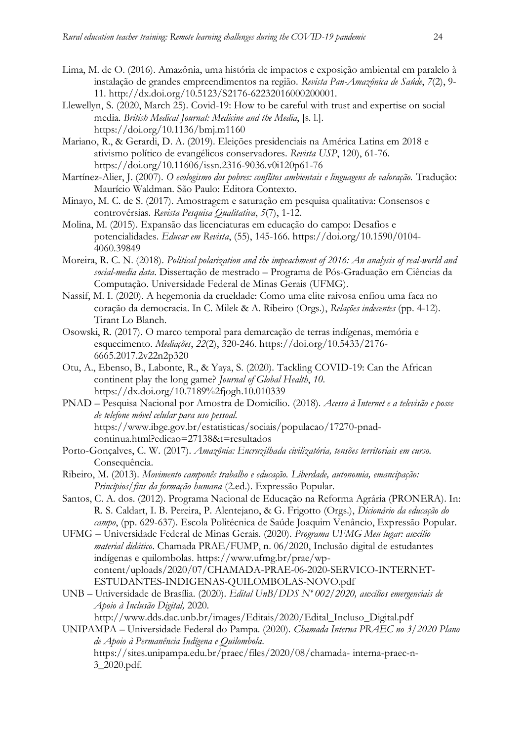Lima, M. de O. (2016). Amazônia, uma história de impactos e exposição ambiental em paralelo à instalação de grandes empreendimentos na região. *Revista Pan-Amazônica de Saúde*, *7*(2), 9-11. http://dx.doi.org/10.5123/S2176-62232016000200001.

Llewellyn, S. (2020, March 25). Covid-19: How to be careful with trust and expertise on social media. *British Medical Journal: Medicine and the Media*, [s. l.]. https://doi.org/10.1136/bmj.m1160

Mariano, R., & Gerardi, D. A. (2019). Eleições presidenciais na América Latina em 2018 e ativismo político de evangélicos conservadores. *Revista USP*, 120), 61-76. https://doi.org/10.11606/issn.2316-9036.v0i120p61-76

Martínez-Alier, J. (2007). *O ecologismo dos pobres: conflitos ambientais e linguagens de valoração.* Tradução: Maurício Waldman. São Paulo: Editora Contexto.

Minayo, M. C. de S. (2017). Amostragem e saturação em pesquisa qualitativa: Consensos e controvérsias. *Revista Pesquisa Qualitativa*, *5*(7), 1-12.

Molina, M. (2015). Expansão das licenciaturas em educação do campo: Desafios e potencialidades. *Educar em Revista*, (55), 145-166. https://doi.org/10.1590/0104-4060.39849

Moreira, R. C. N. (2018). *Political polarization and the impeachment of 2016: An analysis of real-world and social-media data*. Dissertação de mestrado – Programa de Pós-Graduação em Ciências da Computação. Universidade Federal de Minas Gerais (UFMG).

Nassif, M. I. (2020). A hegemonia da crueldade: Como uma elite raivosa enfiou uma faca no coração da democracia. In C. Milek & A. Ribeiro (Orgs.), *Relações indecentes* (pp. 4-12). Tirant Lo Blanch.

Osowski, R. (2017). O marco temporal para demarcação de terras indígenas, memória e esquecimento. *Mediações*, *22*(2), 320-246. https://doi.org/10.5433/2176-6665.2017.2v22n2p320

Otu, A., Ebenso, B., Labonte, R., & Yaya, S. (2020). Tackling COVID-19: Can the African continent play the long game? *Journal of Global Health*, *10*. https://dx.doi.org/10.7189%2fjogh.10.010339

PNAD – Pesquisa Nacional por Amostra de Domicílio. (2018). *Acesso à Internet e a televisão e posse de telefone móvel celular para uso pessoal.* https://www.ibge.gov.br/estatisticas/sociais/populacao/17270-pnad-continua.html?edicao=27138&t=resultados

Porto-Gonçalves, C. W. (2017). *Amazônia: Encruzilhada civilizatória, tensões territoriais em curso.* Consequência.

Ribeiro, M. (2013). *Movimento camponês trabalho e educação. Liberdade, autonomia, emancipação: Princípios/fins da formação humana* (2.ed.). Expressão Popular.

Santos, C. A. dos. (2012). Programa Nacional de Educação na Reforma Agrária (PRONERA). In: R. S. Caldart, I. B. Pereira, P. Alentejano, & G. Frigotto (Orgs.), *Dicionário da educação do campo*, (pp. 629-637). Escola Politécnica de Saúde Joaquim Venâncio, Expressão Popular.

UFMG – Universidade Federal de Minas Gerais. (2020). *Programa UFMG Meu lugar: auxílio material didático*. Chamada PRAE/FUMP, n. 06/2020, Inclusão digital de estudantes indígenas e quilombolas. https://www.ufmg.br/prae/wp-content/uploads/2020/07/CHAMADA-PRAE-06-2020-SERVICO-INTERNET-ESTUDANTES-INDIGENAS-QUILOMBOLAS-NOVO.pdf

UNB – Universidade de Brasília. (2020). *Edital UnB/DDS Nº 002/2020, auxílios emergenciais de Apoio à Inclusão Digital,* 2020. http://www.dds.dac.unb.br/images/Editais/2020/Edital_Incluso_Digital.pdf

UNIPAMPA – Universidade Federal do Pampa. (2020). *Chamada Interna PRAEC no 3/2020 Plano de Apoio à Permanência Indígena e Quilombola*. https://sites.unipampa.edu.br/praec/files/2020/08/chamada- interna-praec-n-3_2020.pdf.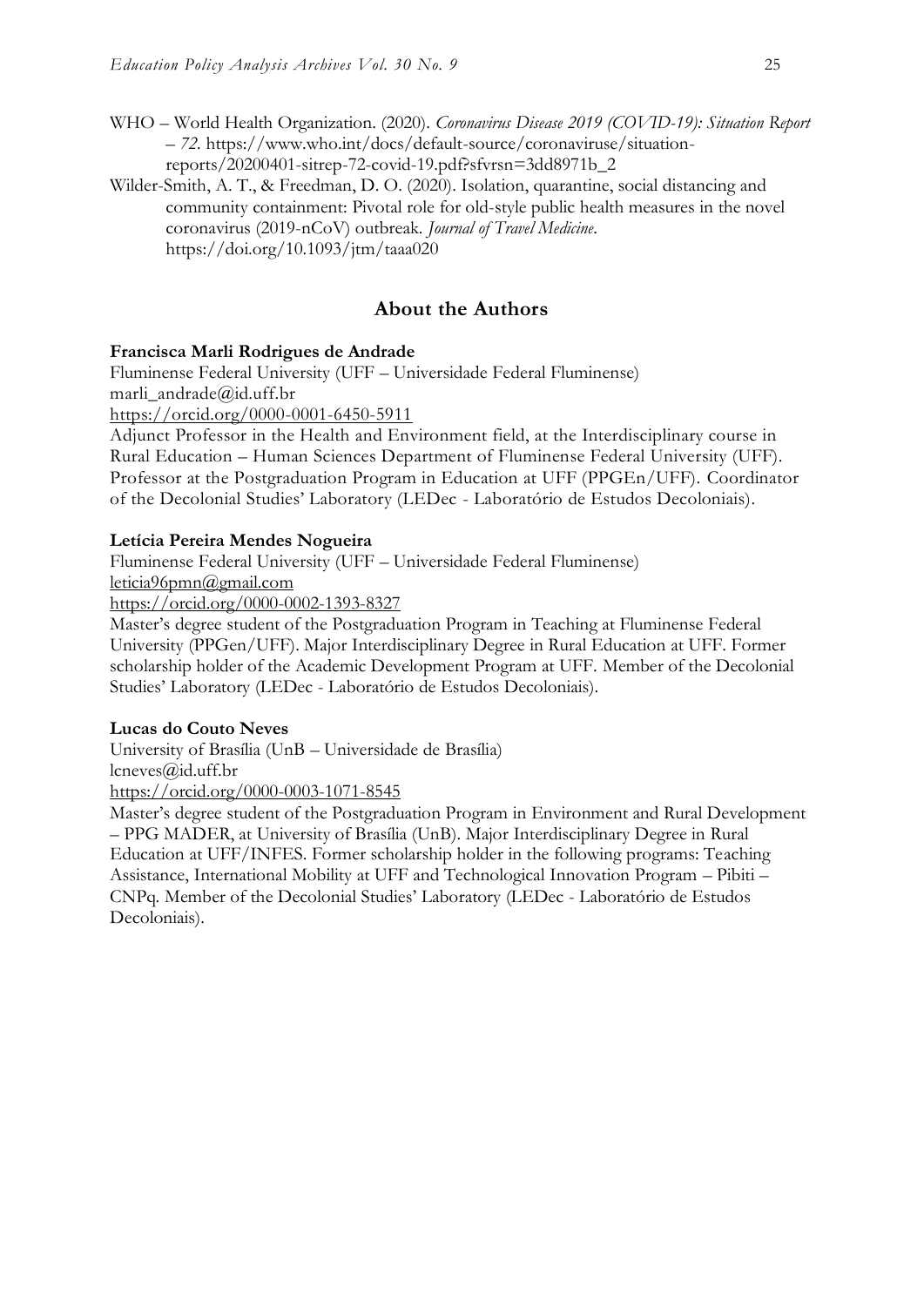WHO – World Health Organization. (2020). *Coronavirus Disease 2019 (COVID-19): Situation Report – 72*. https://www.who.int/docs/default-source/coronaviruse/situation-reports/20200401-sitrep-72-covid-19.pdf?sfvrsn=3dd8971b_2

Wilder-Smith, A. T., & Freedman, D. O. (2020). Isolation, quarantine, social distancing and community containment: Pivotal role for old-style public health measures in the novel coronavirus (2019-nCoV) outbreak. *Journal of Travel Medicine*. https://doi.org/10.1093/jtm/taaa020

## About the Authors

**Francisca Marli Rodrigues de Andrade**

Fluminense Federal University (UFF – Universidade Federal Fluminense)
marli_andrade@id.uff.br
https://orcid.org/0000-0001-6450-5911

Adjunct Professor in the Health and Environment field, at the Interdisciplinary course in Rural Education – Human Sciences Department of Fluminense Federal University (UFF). Professor at the Postgraduation Program in Education at UFF (PPGEn/UFF). Coordinator of the Decolonial Studies' Laboratory (LEDec - Laboratório de Estudos Decoloniais).

**Letícia Pereira Mendes Nogueira**

Fluminense Federal University (UFF – Universidade Federal Fluminense)
leticia96pmn@gmail.com
https://orcid.org/0000-0002-1393-8327

Master's degree student of the Postgraduation Program in Teaching at Fluminense Federal University (PPGen/UFF). Major Interdisciplinary Degree in Rural Education at UFF. Former scholarship holder of the Academic Development Program at UFF. Member of the Decolonial Studies' Laboratory (LEDec - Laboratório de Estudos Decoloniais).

**Lucas do Couto Neves**

University of Brasília (UnB – Universidade de Brasília)
lcneves@id.uff.br
https://orcid.org/0000-0003-1071-8545

Master's degree student of the Postgraduation Program in Environment and Rural Development – PPG MADER, at University of Brasília (UnB). Major Interdisciplinary Degree in Rural Education at UFF/INFES. Former scholarship holder in the following programs: Teaching Assistance, International Mobility at UFF and Technological Innovation Program – Pibiti – CNPq. Member of the Decolonial Studies' Laboratory (LEDec - Laboratório de Estudos Decoloniais).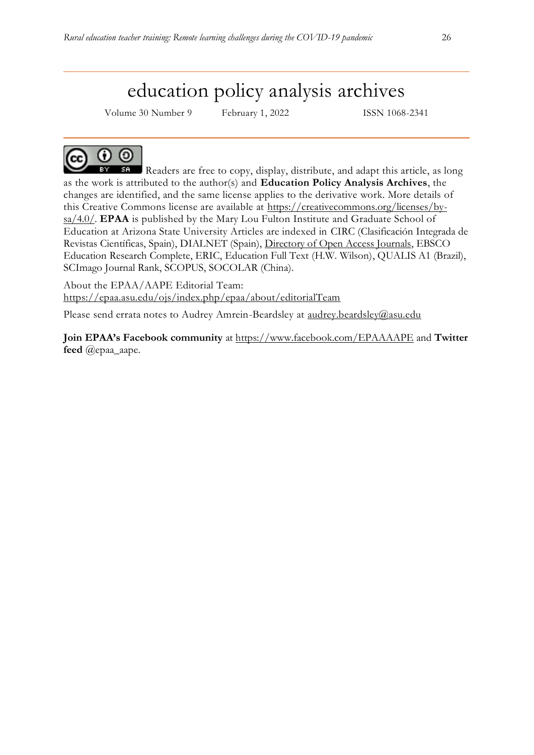# education policy analysis archives

Volume 30 Number 9 February 1, 2022 ISSN 1068-2341

Readers are free to copy, display, distribute, and adapt this article, as long as the work is attributed to the author(s) and **Education Policy Analysis Archives**, the changes are identified, and the same license applies to the derivative work. More details of this Creative Commons license are available at https://creativecommons.org/licenses/by-sa/4.0/. **EPAA** is published by the Mary Lou Fulton Institute and Graduate School of Education at Arizona State University Articles are indexed in CIRC (Clasificación Integrada de Revistas Científicas, Spain), DIALNET (Spain), Directory of Open Access Journals, EBSCO Education Research Complete, ERIC, Education Full Text (H.W. Wilson), QUALIS A1 (Brazil), SCImago Journal Rank, SCOPUS, SOCOLAR (China).

About the EPAA/AAPE Editorial Team: https://epaa.asu.edu/ojs/index.php/epaa/about/editorialTeam

Please send errata notes to Audrey Amrein-Beardsley at audrey.beardsley@asu.edu

**Join EPAA's Facebook community** at https://www.facebook.com/EPAAAAPE and **Twitter feed** @epaa_aape.